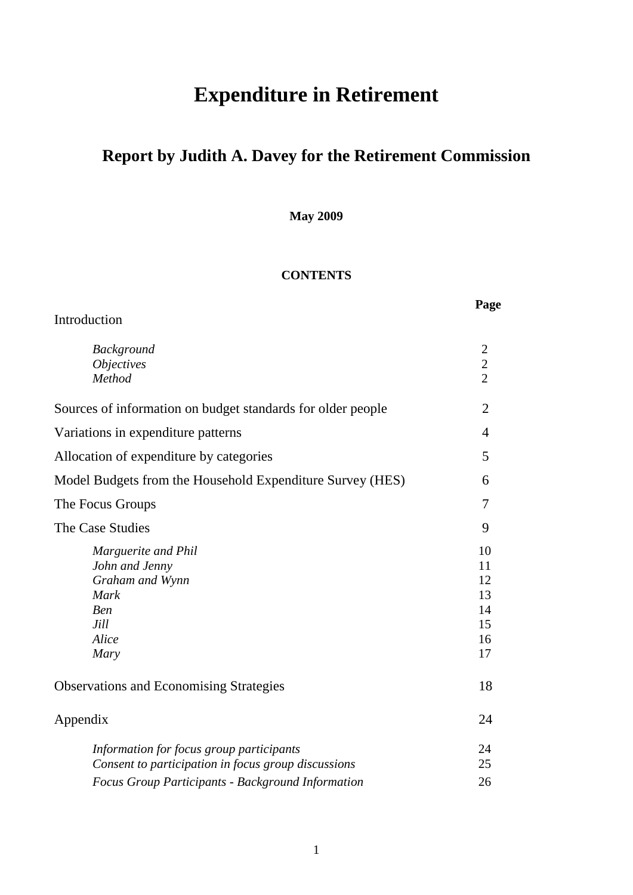# Expenditure in Retirement

## Report by Judith A. Davey for the Retirement Commission

**May 2009**

**CONTENTS**

| | **Page** |
|---|---|
| Introduction | |
| *Background* | 2 |
| *Objectives* | 2 |
| *Method* | 2 |
| Sources of information on budget standards for older people | 2 |
| Variations in expenditure patterns | 4 |
| Allocation of expenditure by categories | 5 |
| Model Budgets from the Household Expenditure Survey (HES) | 6 |
| The Focus Groups | 7 |
| The Case Studies | 9 |
| *Marguerite and Phil* | 10 |
| *John and Jenny* | 11 |
| *Graham and Wynn* | 12 |
| *Mark* | 13 |
| *Ben* | 14 |
| *Jill* | 15 |
| *Alice* | 16 |
| *Mary* | 17 |
| Observations and Economising Strategies | 18 |
| Appendix | 24 |
| *Information for focus group participants* | 24 |
| *Consent to participation in focus group discussions* | 25 |
| *Focus Group Participants - Background Information* | 26 |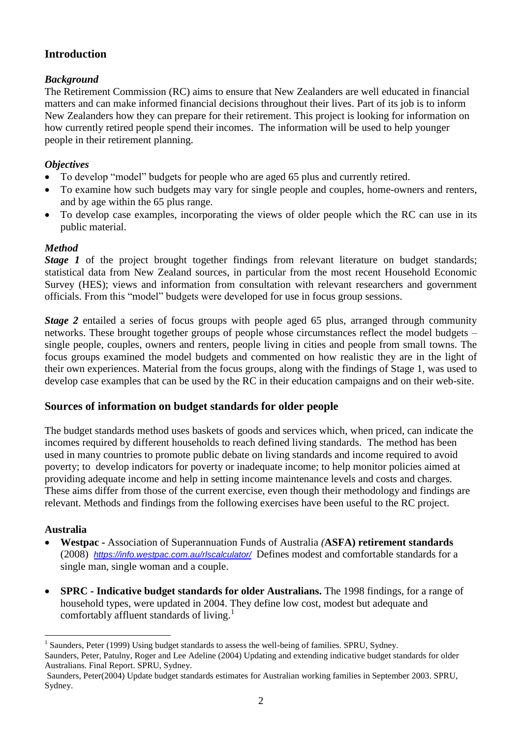## Introduction

### *Background*

The Retirement Commission (RC) aims to ensure that New Zealanders are well educated in financial matters and can make informed financial decisions throughout their lives. Part of its job is to inform New Zealanders how they can prepare for their retirement. This project is looking for information on how currently retired people spend their incomes. The information will be used to help younger people in their retirement planning.

### *Objectives*

- To develop "model" budgets for people who are aged 65 plus and currently retired.
- To examine how such budgets may vary for single people and couples, home-owners and renters, and by age within the 65 plus range.
- To develop case examples, incorporating the views of older people which the RC can use in its public material.

### *Method*

***Stage 1*** of the project brought together findings from relevant literature on budget standards; statistical data from New Zealand sources, in particular from the most recent Household Economic Survey (HES); views and information from consultation with relevant researchers and government officials. From this "model" budgets were developed for use in focus group sessions.

***Stage 2*** entailed a series of focus groups with people aged 65 plus, arranged through community networks. These brought together groups of people whose circumstances reflect the model budgets – single people, couples, owners and renters, people living in cities and people from small towns. The focus groups examined the model budgets and commented on how realistic they are in the light of their own experiences. Material from the focus groups, along with the findings of Stage 1, was used to develop case examples that can be used by the RC in their education campaigns and on their web-site.

## Sources of information on budget standards for older people

The budget standards method uses baskets of goods and services which, when priced, can indicate the incomes required by different households to reach defined living standards. The method has been used in many countries to promote public debate on living standards and income required to avoid poverty; to develop indicators for poverty or inadequate income; to help monitor policies aimed at providing adequate income and help in setting income maintenance levels and costs and charges. These aims differ from those of the current exercise, even though their methodology and findings are relevant. Methods and findings from the following exercises have been useful to the RC project.

### Australia

- **Westpac** - Association of Superannuation Funds of Australia *(***ASFA) retirement standards** (2008) *https://info.westpac.com.au/rlscalculator/* Defines modest and comfortable standards for a single man, single woman and a couple.
- **SPRC - Indicative budget standards for older Australians.** The 1998 findings, for a range of household types, were updated in 2004. They define low cost, modest but adequate and comfortably affluent standards of living.[1]

---

[1] Saunders, Peter (1999) Using budget standards to assess the well-being of families. SPRU, Sydney.
Saunders, Peter, Patulny, Roger and Lee Adeline (2004) Updating and extending indicative budget standards for older Australians. Final Report. SPRU, Sydney.
Saunders, Peter(2004) Update budget standards estimates for Australian working families in September 2003. SPRU, Sydney.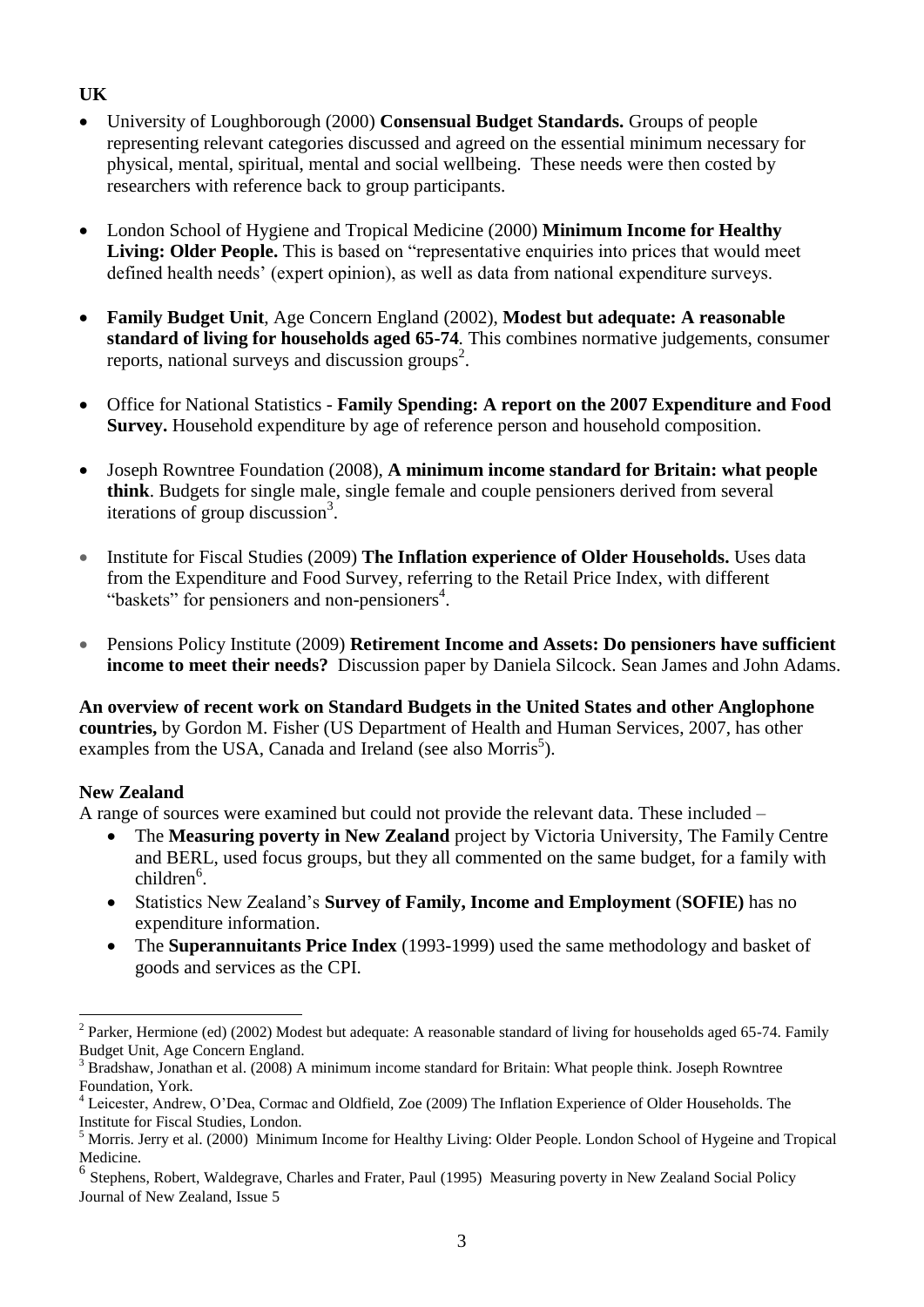**UK**

- University of Loughborough (2000) **Consensual Budget Standards.** Groups of people representing relevant categories discussed and agreed on the essential minimum necessary for physical, mental, spiritual, mental and social wellbeing. These needs were then costed by researchers with reference back to group participants.

- London School of Hygiene and Tropical Medicine (2000) **Minimum Income for Healthy Living: Older People.** This is based on "representative enquiries into prices that would meet defined health needs' (expert opinion), as well as data from national expenditure surveys.

- **Family Budget Unit**, Age Concern England (2002), **Modest but adequate: A reasonable standard of living for households aged 65-74**. This combines normative judgements, consumer reports, national surveys and discussion groups[2].

- Office for National Statistics - **Family Spending: A report on the 2007 Expenditure and Food Survey.** Household expenditure by age of reference person and household composition.

- Joseph Rowntree Foundation (2008), **A minimum income standard for Britain: what people think**. Budgets for single male, single female and couple pensioners derived from several iterations of group discussion[3].

- Institute for Fiscal Studies (2009) **The Inflation experience of Older Households.** Uses data from the Expenditure and Food Survey, referring to the Retail Price Index, with different "baskets" for pensioners and non-pensioners[4].

- Pensions Policy Institute (2009) **Retirement Income and Assets: Do pensioners have sufficient income to meet their needs?** Discussion paper by Daniela Silcock. Sean James and John Adams.

**An overview of recent work on Standard Budgets in the United States and other Anglophone countries,** by Gordon M. Fisher (US Department of Health and Human Services, 2007, has other examples from the USA, Canada and Ireland (see also Morris[5]).

**New Zealand**

A range of sources were examined but could not provide the relevant data. These included –

- The **Measuring poverty in New Zealand** project by Victoria University, The Family Centre and BERL, used focus groups, but they all commented on the same budget, for a family with children[6].
- Statistics New Zealand's **Survey of Family, Income and Employment** (**SOFIE)** has no expenditure information.
- The **Superannuitants Price Index** (1993-1999) used the same methodology and basket of goods and services as the CPI.

---

[2] Parker, Hermione (ed) (2002) Modest but adequate: A reasonable standard of living for households aged 65-74. Family Budget Unit, Age Concern England.

[3] Bradshaw, Jonathan et al. (2008) A minimum income standard for Britain: What people think. Joseph Rowntree Foundation, York.

[4] Leicester, Andrew, O'Dea, Cormac and Oldfield, Zoe (2009) The Inflation Experience of Older Households. The Institute for Fiscal Studies, London.

[5] Morris. Jerry et al. (2000) Minimum Income for Healthy Living: Older People. London School of Hygeine and Tropical Medicine.

[6] Stephens, Robert, Waldegrave, Charles and Frater, Paul (1995) Measuring poverty in New Zealand Social Policy Journal of New Zealand, Issue 5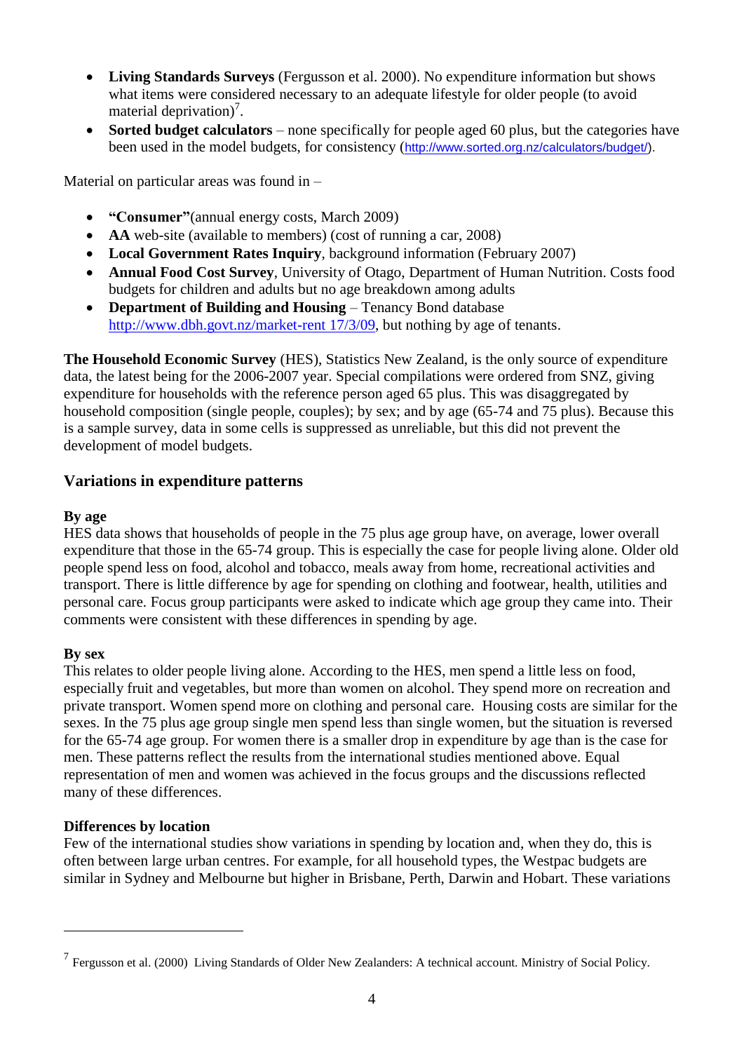- **Living Standards Surveys** (Fergusson et al. 2000). No expenditure information but shows what items were considered necessary to an adequate lifestyle for older people (to avoid material deprivation)[7].
- **Sorted budget calculators** – none specifically for people aged 60 plus, but the categories have been used in the model budgets, for consistency (http://www.sorted.org.nz/calculators/budget/).

Material on particular areas was found in –

- **"Consumer"**(annual energy costs, March 2009)
- **AA** web-site (available to members) (cost of running a car, 2008)
- **Local Government Rates Inquiry**, background information (February 2007)
- **Annual Food Cost Survey**, University of Otago, Department of Human Nutrition. Costs food budgets for children and adults but no age breakdown among adults
- **Department of Building and Housing** – Tenancy Bond database http://www.dbh.govt.nz/market-rent 17/3/09, but nothing by age of tenants.

**The Household Economic Survey** (HES), Statistics New Zealand, is the only source of expenditure data, the latest being for the 2006-2007 year. Special compilations were ordered from SNZ, giving expenditure for households with the reference person aged 65 plus. This was disaggregated by household composition (single people, couples); by sex; and by age (65-74 and 75 plus). Because this is a sample survey, data in some cells is suppressed as unreliable, but this did not prevent the development of model budgets.

## Variations in expenditure patterns

**By age**

HES data shows that households of people in the 75 plus age group have, on average, lower overall expenditure that those in the 65-74 group. This is especially the case for people living alone. Older old people spend less on food, alcohol and tobacco, meals away from home, recreational activities and transport. There is little difference by age for spending on clothing and footwear, health, utilities and personal care. Focus group participants were asked to indicate which age group they came into. Their comments were consistent with these differences in spending by age.

**By sex**

This relates to older people living alone. According to the HES, men spend a little less on food, especially fruit and vegetables, but more than women on alcohol. They spend more on recreation and private transport. Women spend more on clothing and personal care. Housing costs are similar for the sexes. In the 75 plus age group single men spend less than single women, but the situation is reversed for the 65-74 age group. For women there is a smaller drop in expenditure by age than is the case for men. These patterns reflect the results from the international studies mentioned above. Equal representation of men and women was achieved in the focus groups and the discussions reflected many of these differences.

**Differences by location**

Few of the international studies show variations in spending by location and, when they do, this is often between large urban centres. For example, for all household types, the Westpac budgets are similar in Sydney and Melbourne but higher in Brisbane, Perth, Darwin and Hobart. These variations

[7] Fergusson et al. (2000) Living Standards of Older New Zealanders: A technical account. Ministry of Social Policy.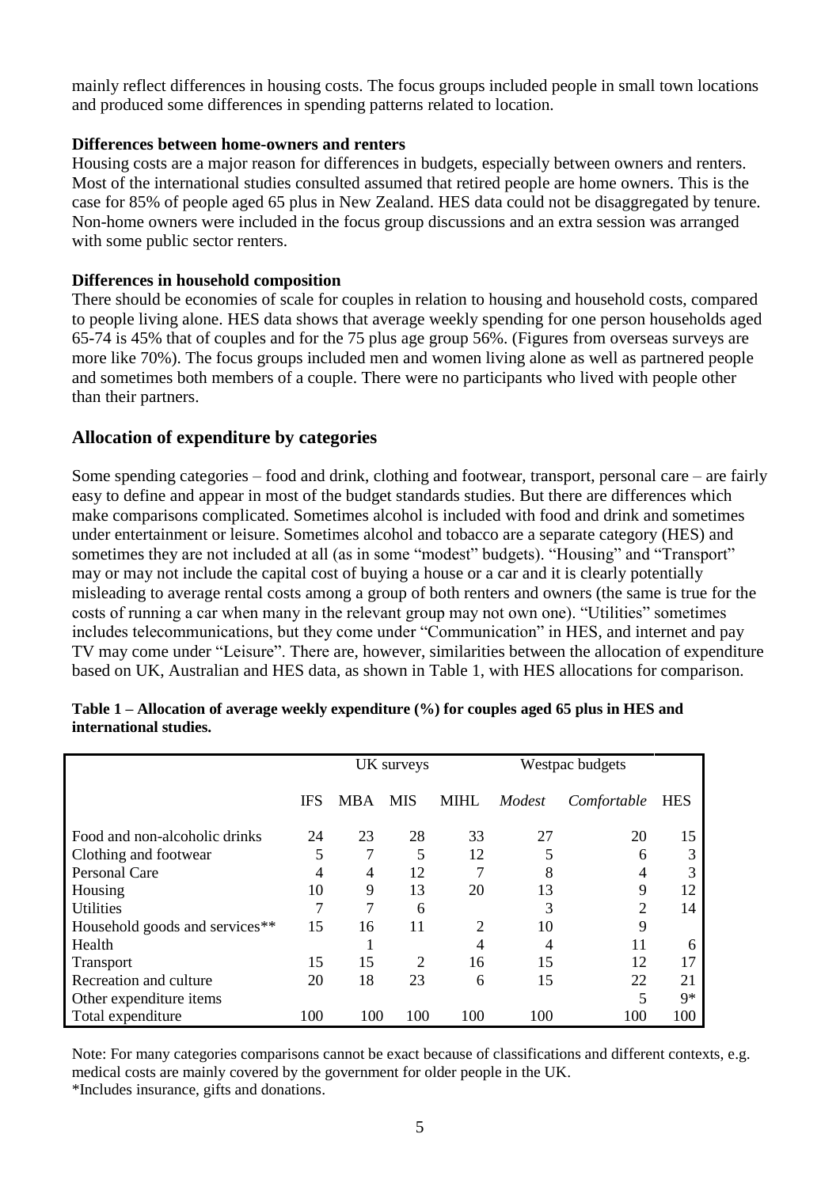mainly reflect differences in housing costs. The focus groups included people in small town locations and produced some differences in spending patterns related to location.

**Differences between home-owners and renters**

Housing costs are a major reason for differences in budgets, especially between owners and renters. Most of the international studies consulted assumed that retired people are home owners. This is the case for 85% of people aged 65 plus in New Zealand. HES data could not be disaggregated by tenure. Non-home owners were included in the focus group discussions and an extra session was arranged with some public sector renters.

**Differences in household composition**

There should be economies of scale for couples in relation to housing and household costs, compared to people living alone. HES data shows that average weekly spending for one person households aged 65-74 is 45% that of couples and for the 75 plus age group 56%. (Figures from overseas surveys are more like 70%). The focus groups included men and women living alone as well as partnered people and sometimes both members of a couple. There were no participants who lived with people other than their partners.

## Allocation of expenditure by categories

Some spending categories – food and drink, clothing and footwear, transport, personal care – are fairly easy to define and appear in most of the budget standards studies. But there are differences which make comparisons complicated. Sometimes alcohol is included with food and drink and sometimes under entertainment or leisure. Sometimes alcohol and tobacco are a separate category (HES) and sometimes they are not included at all (as in some "modest" budgets). "Housing" and "Transport" may or may not include the capital cost of buying a house or a car and it is clearly potentially misleading to average rental costs among a group of both renters and owners (the same is true for the costs of running a car when many in the relevant group may not own one). "Utilities" sometimes includes telecommunications, but they come under "Communication" in HES, and internet and pay TV may come under "Leisure". There are, however, similarities between the allocation of expenditure based on UK, Australian and HES data, as shown in Table 1, with HES allocations for comparison.

**Table 1 – Allocation of average weekly expenditure (%) for couples aged 65 plus in HES and international studies.**

| | UK surveys | | | | Westpac budgets | | |
|---|---|---|---|---|---|---|---|
| | IFS | MBA | MIS | MIHL | *Modest* | *Comfortable* | HES |
| Food and non-alcoholic drinks | 24 | 23 | 28 | 33 | 27 | 20 | 15 |
| Clothing and footwear | 5 | 7 | 5 | 12 | 5 | 6 | 3 |
| Personal Care | 4 | 4 | 12 | 7 | 8 | 4 | 3 |
| Housing | 10 | 9 | 13 | 20 | 13 | 9 | 12 |
| Utilities | 7 | 7 | 6 | | 3 | 2 | 14 |
| Household goods and services** | 15 | 16 | 11 | 2 | 10 | 9 | |
| Health | | 1 | | 4 | 4 | 11 | 6 |
| Transport | 15 | 15 | 2 | 16 | 15 | 12 | 17 |
| Recreation and culture | 20 | 18 | 23 | 6 | 15 | 22 | 21 |
| Other expenditure items | | | | | | 5 | 9* |
| Total expenditure | 100 | 100 | 100 | 100 | 100 | 100 | 100 |

Note: For many categories comparisons cannot be exact because of classifications and different contexts, e.g. medical costs are mainly covered by the government for older people in the UK.

*Includes insurance, gifts and donations.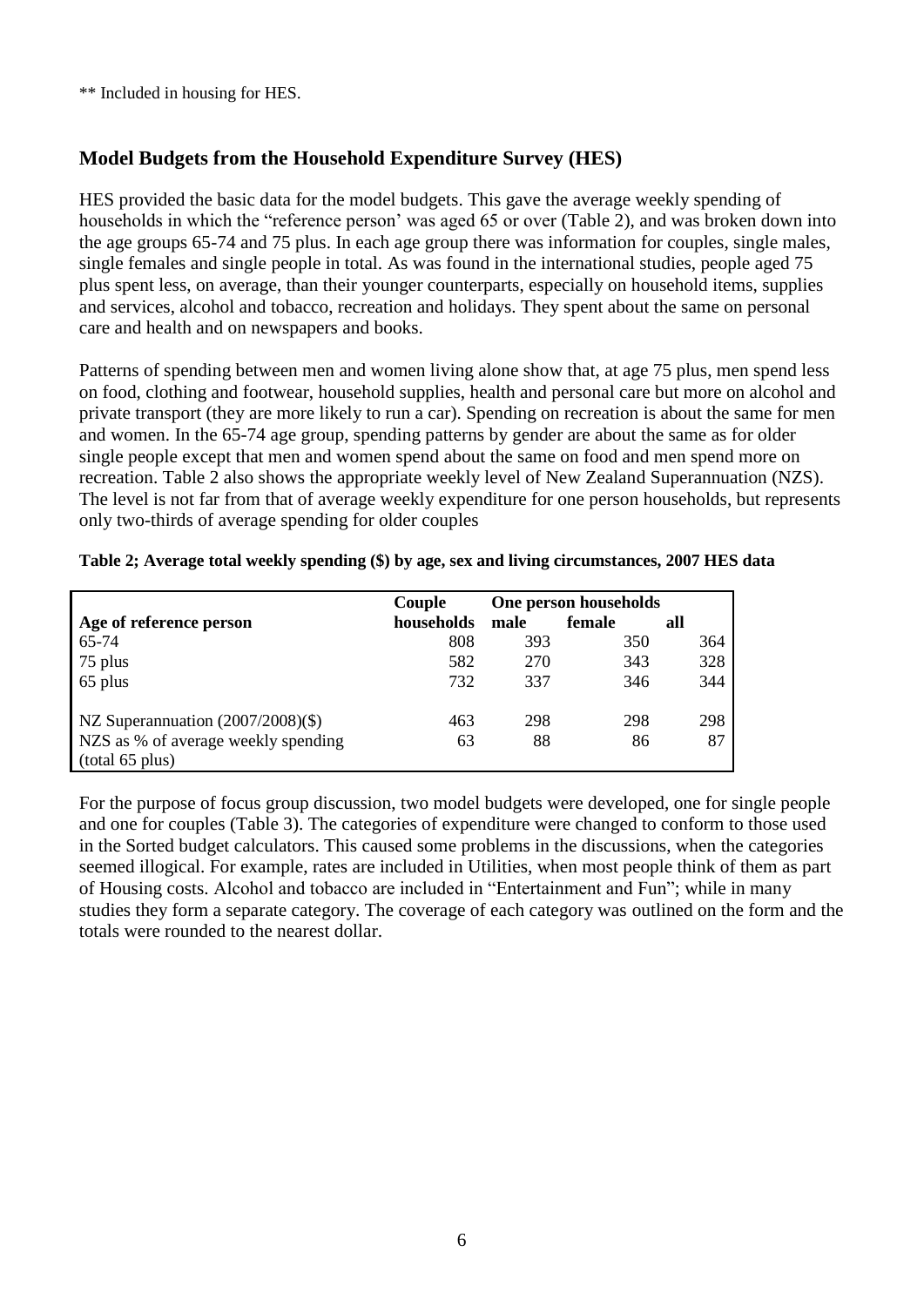** Included in housing for HES.

## Model Budgets from the Household Expenditure Survey (HES)

HES provided the basic data for the model budgets. This gave the average weekly spending of households in which the "reference person' was aged 65 or over (Table 2), and was broken down into the age groups 65-74 and 75 plus. In each age group there was information for couples, single males, single females and single people in total. As was found in the international studies, people aged 75 plus spent less, on average, than their younger counterparts, especially on household items, supplies and services, alcohol and tobacco, recreation and holidays. They spent about the same on personal care and health and on newspapers and books.

Patterns of spending between men and women living alone show that, at age 75 plus, men spend less on food, clothing and footwear, household supplies, health and personal care but more on alcohol and private transport (they are more likely to run a car). Spending on recreation is about the same for men and women. In the 65-74 age group, spending patterns by gender are about the same as for older single people except that men and women spend about the same on food and men spend more on recreation. Table 2 also shows the appropriate weekly level of New Zealand Superannuation (NZS). The level is not far from that of average weekly expenditure for one person households, but represents only two-thirds of average spending for older couples

**Table 2; Average total weekly spending ($) by age, sex and living circumstances, 2007 HES data**

| Age of reference person | Couple households | One person households male | female | all |
|---|---|---|---|---|
| 65-74 | 808 | 393 | 350 | 364 |
| 75 plus | 582 | 270 | 343 | 328 |
| 65 plus | 732 | 337 | 346 | 344 |
| NZ Superannuation (2007/2008)($) | 463 | 298 | 298 | 298 |
| NZS as % of average weekly spending (total 65 plus) | 63 | 88 | 86 | 87 |

For the purpose of focus group discussion, two model budgets were developed, one for single people and one for couples (Table 3). The categories of expenditure were changed to conform to those used in the Sorted budget calculators. This caused some problems in the discussions, when the categories seemed illogical. For example, rates are included in Utilities, when most people think of them as part of Housing costs. Alcohol and tobacco are included in "Entertainment and Fun"; while in many studies they form a separate category. The coverage of each category was outlined on the form and the totals were rounded to the nearest dollar.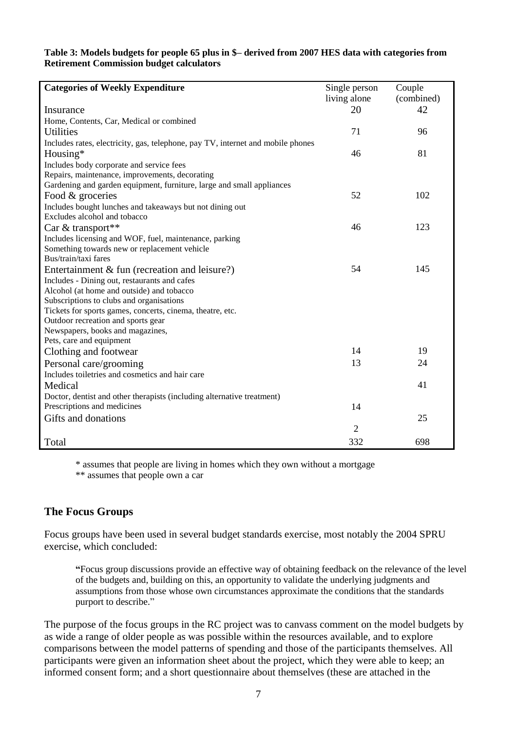**Table 3: Models budgets for people 65 plus in $– derived from 2007 HES data with categories from Retirement Commission budget calculators**

| Categories of Weekly Expenditure | Single person living alone | Couple (combined) |
|---|---|---|
| Insurance<br>Home, Contents, Car, Medical or combined | 20 | 42 |
| Utilities<br>Includes rates, electricity, gas, telephone, pay TV, internet and mobile phones | 71 | 96 |
| Housing*<br>Includes body corporate and service fees<br>Repairs, maintenance, improvements, decorating<br>Gardening and garden equipment, furniture, large and small appliances | 46 | 81 |
| Food & groceries<br>Includes bought lunches and takeaways but not dining out<br>Excludes alcohol and tobacco | 52 | 102 |
| Car & transport**<br>Includes licensing and WOF, fuel, maintenance, parking<br>Something towards new or replacement vehicle<br>Bus/train/taxi fares | 46 | 123 |
| Entertainment & fun (recreation and leisure?)<br>Includes - Dining out, restaurants and cafes<br>Alcohol (at home and outside) and tobacco<br>Subscriptions to clubs and organisations<br>Tickets for sports games, concerts, cinema, theatre, etc.<br>Outdoor recreation and sports gear<br>Newspapers, books and magazines,<br>Pets, care and equipment | 54 | 145 |
| Clothing and footwear | 14 | 19 |
| Personal care/grooming<br>Includes toiletries and cosmetics and hair care | 13 | 24 |
| Medical<br>Doctor, dentist and other therapists (including alternative treatment)<br>Prescriptions and medicines | 14 | 41 |
| Gifts and donations | 2 | 25 |
| Total | 332 | 698 |

\* assumes that people are living in homes which they own without a mortgage

\** assumes that people own a car

## The Focus Groups

Focus groups have been used in several budget standards exercise, most notably the 2004 SPRU exercise, which concluded:

> "Focus group discussions provide an effective way of obtaining feedback on the relevance of the level of the budgets and, building on this, an opportunity to validate the underlying judgments and assumptions from those whose own circumstances approximate the conditions that the standards purport to describe."

The purpose of the focus groups in the RC project was to canvass comment on the model budgets by as wide a range of older people as was possible within the resources available, and to explore comparisons between the model patterns of spending and those of the participants themselves. All participants were given an information sheet about the project, which they were able to keep; an informed consent form; and a short questionnaire about themselves (these are attached in the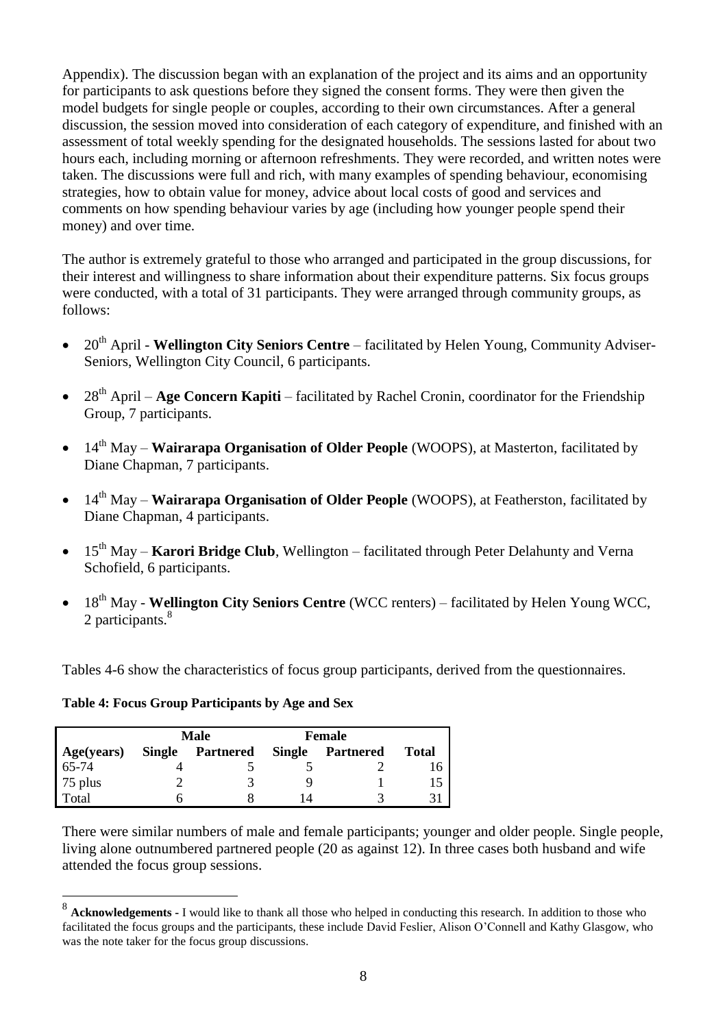Appendix). The discussion began with an explanation of the project and its aims and an opportunity for participants to ask questions before they signed the consent forms. They were then given the model budgets for single people or couples, according to their own circumstances. After a general discussion, the session moved into consideration of each category of expenditure, and finished with an assessment of total weekly spending for the designated households. The sessions lasted for about two hours each, including morning or afternoon refreshments. They were recorded, and written notes were taken. The discussions were full and rich, with many examples of spending behaviour, economising strategies, how to obtain value for money, advice about local costs of good and services and comments on how spending behaviour varies by age (including how younger people spend their money) and over time.

The author is extremely grateful to those who arranged and participated in the group discussions, for their interest and willingness to share information about their expenditure patterns. Six focus groups were conducted, with a total of 31 participants. They were arranged through community groups, as follows:

- 20th April - **Wellington City Seniors Centre** – facilitated by Helen Young, Community Adviser-Seniors, Wellington City Council, 6 participants.
- 28th April – **Age Concern Kapiti** – facilitated by Rachel Cronin, coordinator for the Friendship Group, 7 participants.
- 14th May – **Wairarapa Organisation of Older People** (WOOPS), at Masterton, facilitated by Diane Chapman, 7 participants.
- 14th May – **Wairarapa Organisation of Older People** (WOOPS), at Featherston, facilitated by Diane Chapman, 4 participants.
- 15th May – **Karori Bridge Club**, Wellington – facilitated through Peter Delahunty and Verna Schofield, 6 participants.
- 18th May - **Wellington City Seniors Centre** (WCC renters) – facilitated by Helen Young WCC, 2 participants.[8]

Tables 4-6 show the characteristics of focus group participants, derived from the questionnaires.

**Table 4: Focus Group Participants by Age and Sex**

| | Male | | Female | | |
|---|---|---|---|---|---|
| **Age(years)** | **Single** | **Partnered** | **Single** | **Partnered** | **Total** |
| 65-74 | 4 | 5 | 5 | 2 | 16 |
| 75 plus | 2 | 3 | 9 | 1 | 15 |
| Total | 6 | 8 | 14 | 3 | 31 |

There were similar numbers of male and female participants; younger and older people. Single people, living alone outnumbered partnered people (20 as against 12). In three cases both husband and wife attended the focus group sessions.

[8] **Acknowledgements** - I would like to thank all those who helped in conducting this research. In addition to those who facilitated the focus groups and the participants, these include David Feslier, Alison O'Connell and Kathy Glasgow, who was the note taker for the focus group discussions.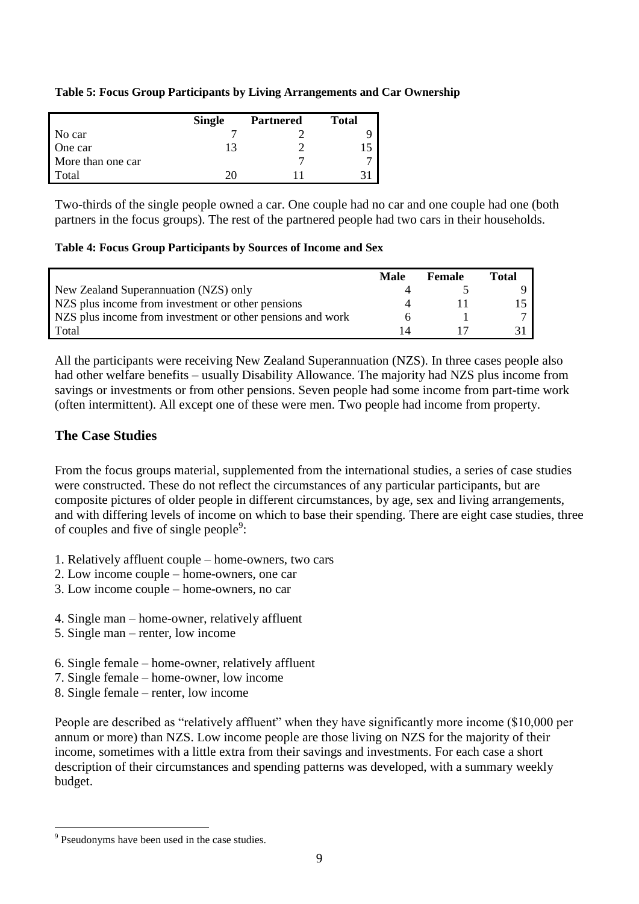**Table 5: Focus Group Participants by Living Arrangements and Car Ownership**

| | Single | Partnered | Total |
|---|---|---|---|
| No car | 7 | 2 | 9 |
| One car | 13 | 2 | 15 |
| More than one car | | 7 | 7 |
| Total | 20 | 11 | 31 |

Two-thirds of the single people owned a car. One couple had no car and one couple had one (both partners in the focus groups). The rest of the partnered people had two cars in their households.

**Table 4: Focus Group Participants by Sources of Income and Sex**

| | Male | Female | Total |
|---|---|---|---|
| New Zealand Superannuation (NZS) only | 4 | 5 | 9 |
| NZS plus income from investment or other pensions | 4 | 11 | 15 |
| NZS plus income from investment or other pensions and work | 6 | 1 | 7 |
| Total | 14 | 17 | 31 |

All the participants were receiving New Zealand Superannuation (NZS). In three cases people also had other welfare benefits – usually Disability Allowance. The majority had NZS plus income from savings or investments or from other pensions. Seven people had some income from part-time work (often intermittent). All except one of these were men. Two people had income from property.

## The Case Studies

From the focus groups material, supplemented from the international studies, a series of case studies were constructed. These do not reflect the circumstances of any particular participants, but are composite pictures of older people in different circumstances, by age, sex and living arrangements, and with differing levels of income on which to base their spending. There are eight case studies, three of couples and five of single people[9]:

1. Relatively affluent couple – home-owners, two cars
2. Low income couple – home-owners, one car
3. Low income couple – home-owners, no car

4. Single man – home-owner, relatively affluent
5. Single man – renter, low income

6. Single female – home-owner, relatively affluent
7. Single female – home-owner, low income
8. Single female – renter, low income

People are described as "relatively affluent" when they have significantly more income ($10,000 per annum or more) than NZS. Low income people are those living on NZS for the majority of their income, sometimes with a little extra from their savings and investments. For each case a short description of their circumstances and spending patterns was developed, with a summary weekly budget.

[9] Pseudonyms have been used in the case studies.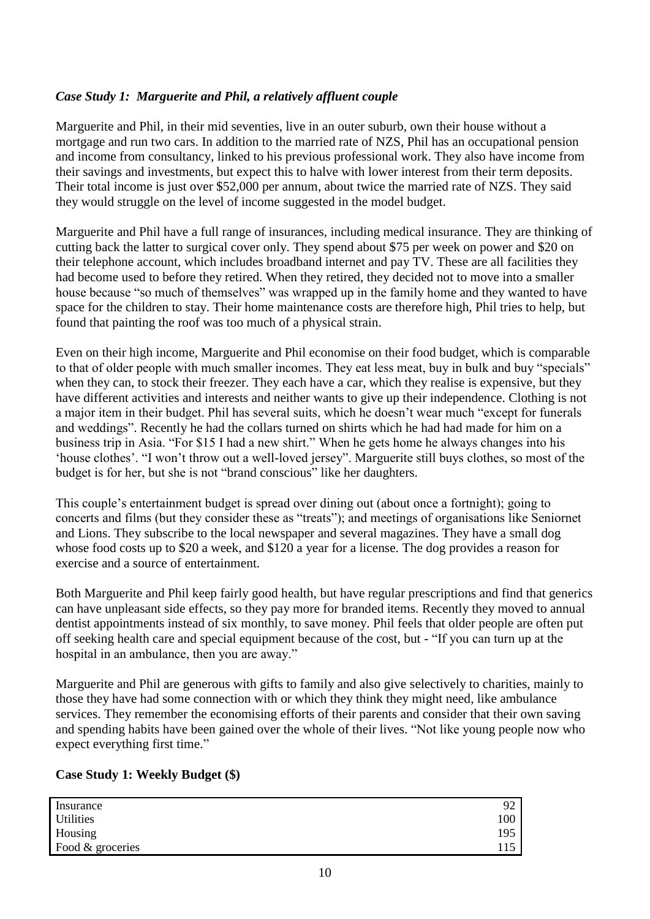### *Case Study 1: Marguerite and Phil, a relatively affluent couple*

Marguerite and Phil, in their mid seventies, live in an outer suburb, own their house without a mortgage and run two cars. In addition to the married rate of NZS, Phil has an occupational pension and income from consultancy, linked to his previous professional work. They also have income from their savings and investments, but expect this to halve with lower interest from their term deposits. Their total income is just over $52,000 per annum, about twice the married rate of NZS. They said they would struggle on the level of income suggested in the model budget.

Marguerite and Phil have a full range of insurances, including medical insurance. They are thinking of cutting back the latter to surgical cover only. They spend about $75 per week on power and $20 on their telephone account, which includes broadband internet and pay TV. These are all facilities they had become used to before they retired. When they retired, they decided not to move into a smaller house because "so much of themselves" was wrapped up in the family home and they wanted to have space for the children to stay. Their home maintenance costs are therefore high, Phil tries to help, but found that painting the roof was too much of a physical strain.

Even on their high income, Marguerite and Phil economise on their food budget, which is comparable to that of older people with much smaller incomes. They eat less meat, buy in bulk and buy "specials" when they can, to stock their freezer. They each have a car, which they realise is expensive, but they have different activities and interests and neither wants to give up their independence. Clothing is not a major item in their budget. Phil has several suits, which he doesn't wear much "except for funerals and weddings". Recently he had the collars turned on shirts which he had had made for him on a business trip in Asia. "For $15 I had a new shirt." When he gets home he always changes into his 'house clothes'. "I won't throw out a well-loved jersey". Marguerite still buys clothes, so most of the budget is for her, but she is not "brand conscious" like her daughters.

This couple's entertainment budget is spread over dining out (about once a fortnight); going to concerts and films (but they consider these as "treats"); and meetings of organisations like Seniornet and Lions. They subscribe to the local newspaper and several magazines. They have a small dog whose food costs up to $20 a week, and $120 a year for a license. The dog provides a reason for exercise and a source of entertainment.

Both Marguerite and Phil keep fairly good health, but have regular prescriptions and find that generics can have unpleasant side effects, so they pay more for branded items. Recently they moved to annual dentist appointments instead of six monthly, to save money. Phil feels that older people are often put off seeking health care and special equipment because of the cost, but - "If you can turn up at the hospital in an ambulance, then you are away."

Marguerite and Phil are generous with gifts to family and also give selectively to charities, mainly to those they have had some connection with or which they think they might need, like ambulance services. They remember the economising efforts of their parents and consider that their own saving and spending habits have been gained over the whole of their lives. "Not like young people now who expect everything first time."

**Case Study 1: Weekly Budget ($)**

| | |
|---|---|
| Insurance | 92 |
| Utilities | 100 |
| Housing | 195 |
| Food & groceries | 115 |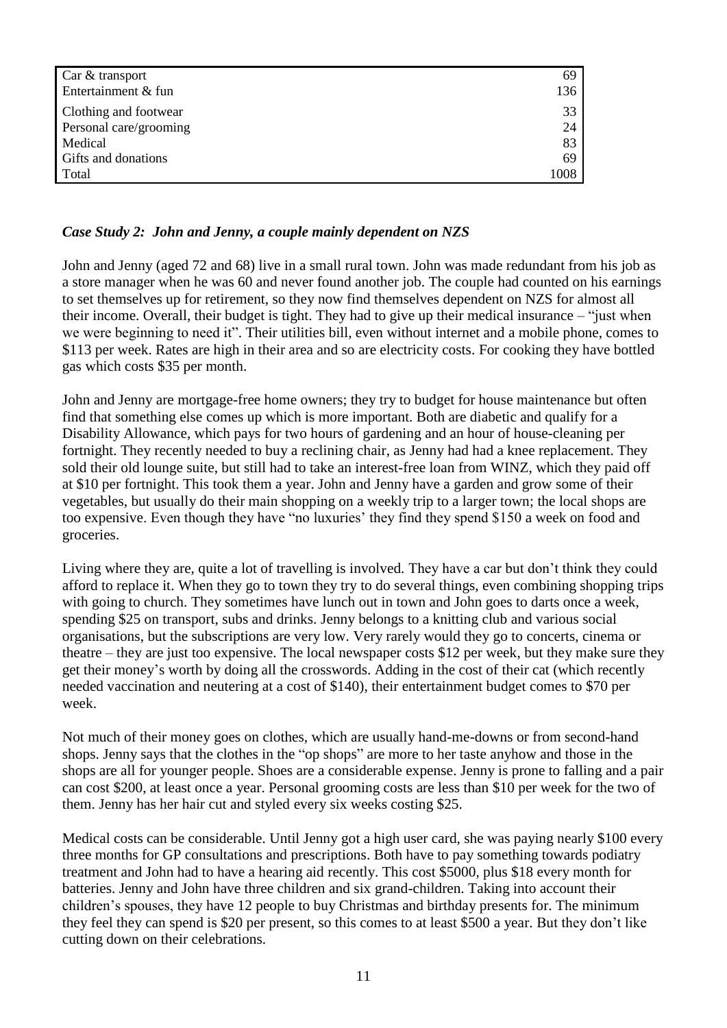| | |
|---|---|
| Car & transport | 69 |
| Entertainment & fun | 136 |
| Clothing and footwear | 33 |
| Personal care/grooming | 24 |
| Medical | 83 |
| Gifts and donations | 69 |
| Total | 1008 |

***Case Study 2: John and Jenny, a couple mainly dependent on NZS***

John and Jenny (aged 72 and 68) live in a small rural town. John was made redundant from his job as a store manager when he was 60 and never found another job. The couple had counted on his earnings to set themselves up for retirement, so they now find themselves dependent on NZS for almost all their income. Overall, their budget is tight. They had to give up their medical insurance – "just when we were beginning to need it". Their utilities bill, even without internet and a mobile phone, comes to $113 per week. Rates are high in their area and so are electricity costs. For cooking they have bottled gas which costs $35 per month.

John and Jenny are mortgage-free home owners; they try to budget for house maintenance but often find that something else comes up which is more important. Both are diabetic and qualify for a Disability Allowance, which pays for two hours of gardening and an hour of house-cleaning per fortnight. They recently needed to buy a reclining chair, as Jenny had had a knee replacement. They sold their old lounge suite, but still had to take an interest-free loan from WINZ, which they paid off at $10 per fortnight. This took them a year. John and Jenny have a garden and grow some of their vegetables, but usually do their main shopping on a weekly trip to a larger town; the local shops are too expensive. Even though they have "no luxuries' they find they spend $150 a week on food and groceries.

Living where they are, quite a lot of travelling is involved. They have a car but don't think they could afford to replace it. When they go to town they try to do several things, even combining shopping trips with going to church. They sometimes have lunch out in town and John goes to darts once a week, spending $25 on transport, subs and drinks. Jenny belongs to a knitting club and various social organisations, but the subscriptions are very low. Very rarely would they go to concerts, cinema or theatre – they are just too expensive. The local newspaper costs $12 per week, but they make sure they get their money's worth by doing all the crosswords. Adding in the cost of their cat (which recently needed vaccination and neutering at a cost of $140), their entertainment budget comes to $70 per week.

Not much of their money goes on clothes, which are usually hand-me-downs or from second-hand shops. Jenny says that the clothes in the "op shops" are more to her taste anyhow and those in the shops are all for younger people. Shoes are a considerable expense. Jenny is prone to falling and a pair can cost $200, at least once a year. Personal grooming costs are less than $10 per week for the two of them. Jenny has her hair cut and styled every six weeks costing $25.

Medical costs can be considerable. Until Jenny got a high user card, she was paying nearly $100 every three months for GP consultations and prescriptions. Both have to pay something towards podiatry treatment and John had to have a hearing aid recently. This cost $5000, plus $18 every month for batteries. Jenny and John have three children and six grand-children. Taking into account their children's spouses, they have 12 people to buy Christmas and birthday presents for. The minimum they feel they can spend is $20 per present, so this comes to at least $500 a year. But they don't like cutting down on their celebrations.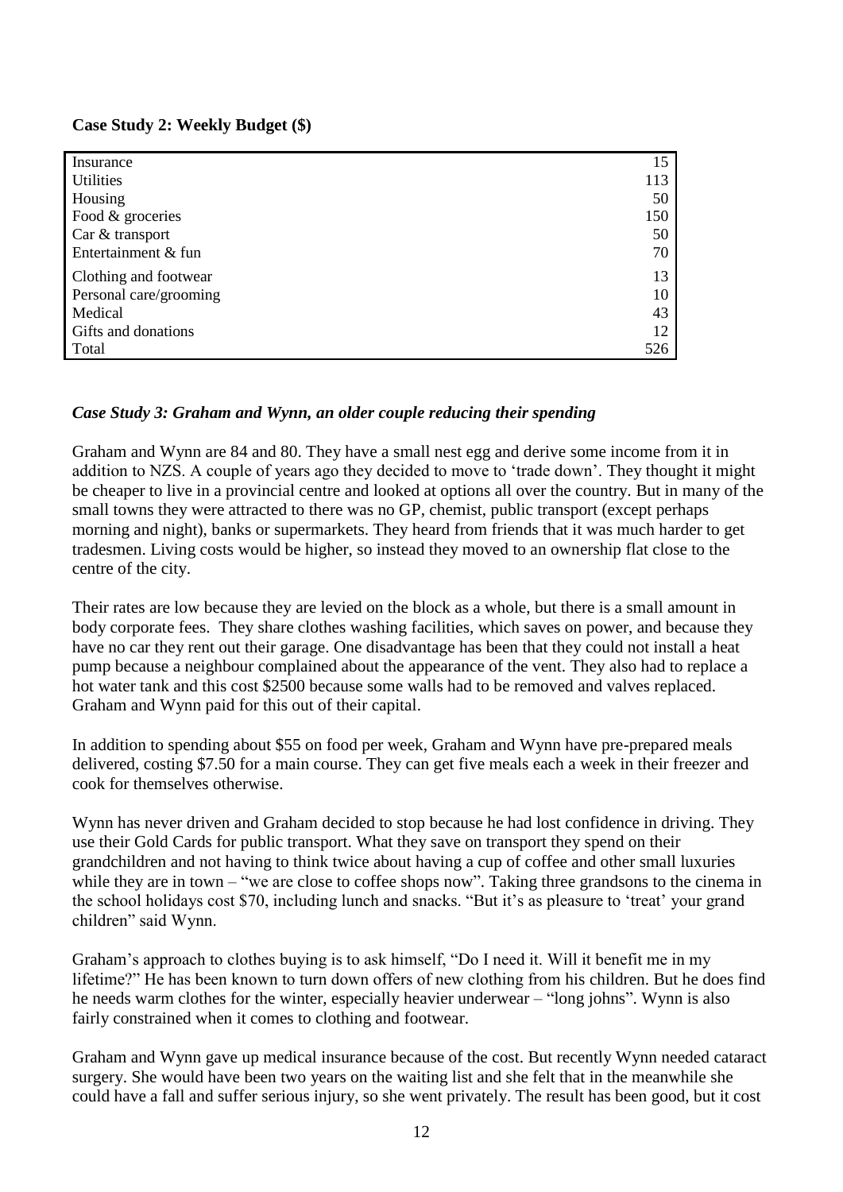**Case Study 2: Weekly Budget ($)**

| | |
|---|---|
| Insurance | 15 |
| Utilities | 113 |
| Housing | 50 |
| Food & groceries | 150 |
| Car & transport | 50 |
| Entertainment & fun | 70 |
| Clothing and footwear | 13 |
| Personal care/grooming | 10 |
| Medical | 43 |
| Gifts and donations | 12 |
| Total | 526 |

### *Case Study 3: Graham and Wynn, an older couple reducing their spending*

Graham and Wynn are 84 and 80. They have a small nest egg and derive some income from it in addition to NZS. A couple of years ago they decided to move to 'trade down'. They thought it might be cheaper to live in a provincial centre and looked at options all over the country. But in many of the small towns they were attracted to there was no GP, chemist, public transport (except perhaps morning and night), banks or supermarkets. They heard from friends that it was much harder to get tradesmen. Living costs would be higher, so instead they moved to an ownership flat close to the centre of the city.

Their rates are low because they are levied on the block as a whole, but there is a small amount in body corporate fees. They share clothes washing facilities, which saves on power, and because they have no car they rent out their garage. One disadvantage has been that they could not install a heat pump because a neighbour complained about the appearance of the vent. They also had to replace a hot water tank and this cost $2500 because some walls had to be removed and valves replaced. Graham and Wynn paid for this out of their capital.

In addition to spending about $55 on food per week, Graham and Wynn have pre-prepared meals delivered, costing $7.50 for a main course. They can get five meals each a week in their freezer and cook for themselves otherwise.

Wynn has never driven and Graham decided to stop because he had lost confidence in driving. They use their Gold Cards for public transport. What they save on transport they spend on their grandchildren and not having to think twice about having a cup of coffee and other small luxuries while they are in town – "we are close to coffee shops now". Taking three grandsons to the cinema in the school holidays cost $70, including lunch and snacks. "But it's as pleasure to 'treat' your grand children" said Wynn.

Graham's approach to clothes buying is to ask himself, "Do I need it. Will it benefit me in my lifetime?" He has been known to turn down offers of new clothing from his children. But he does find he needs warm clothes for the winter, especially heavier underwear – "long johns". Wynn is also fairly constrained when it comes to clothing and footwear.

Graham and Wynn gave up medical insurance because of the cost. But recently Wynn needed cataract surgery. She would have been two years on the waiting list and she felt that in the meanwhile she could have a fall and suffer serious injury, so she went privately. The result has been good, but it cost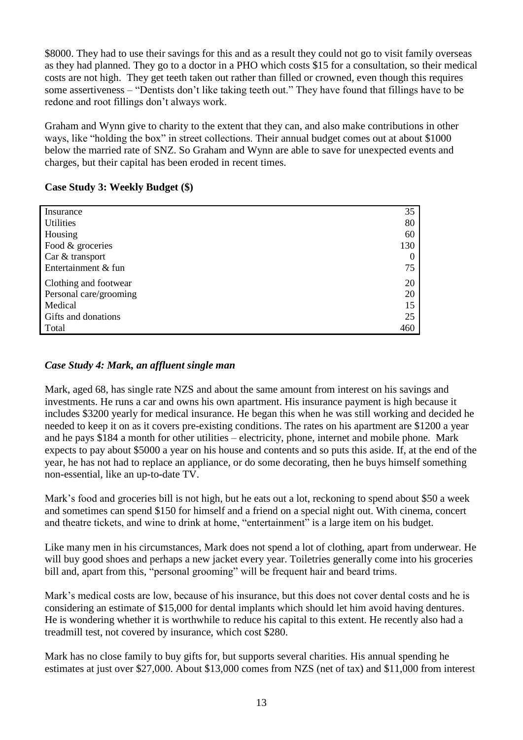$8000. They had to use their savings for this and as a result they could not go to visit family overseas as they had planned. They go to a doctor in a PHO which costs $15 for a consultation, so their medical costs are not high. They get teeth taken out rather than filled or crowned, even though this requires some assertiveness – "Dentists don't like taking teeth out." They have found that fillings have to be redone and root fillings don't always work.

Graham and Wynn give to charity to the extent that they can, and also make contributions in other ways, like "holding the box" in street collections. Their annual budget comes out at about $1000 below the married rate of SNZ. So Graham and Wynn are able to save for unexpected events and charges, but their capital has been eroded in recent times.

**Case Study 3: Weekly Budget ($)**

| Item | $ |
|---|---|
| Insurance | 35 |
| Utilities | 80 |
| Housing | 60 |
| Food & groceries | 130 |
| Car & transport | 0 |
| Entertainment & fun | 75 |
| Clothing and footwear | 20 |
| Personal care/grooming | 20 |
| Medical | 15 |
| Gifts and donations | 25 |
| Total | 460 |

### *Case Study 4: Mark, an affluent single man*

Mark, aged 68, has single rate NZS and about the same amount from interest on his savings and investments. He runs a car and owns his own apartment. His insurance payment is high because it includes $3200 yearly for medical insurance. He began this when he was still working and decided he needed to keep it on as it covers pre-existing conditions. The rates on his apartment are $1200 a year and he pays $184 a month for other utilities – electricity, phone, internet and mobile phone. Mark expects to pay about $5000 a year on his house and contents and so puts this aside. If, at the end of the year, he has not had to replace an appliance, or do some decorating, then he buys himself something non-essential, like an up-to-date TV.

Mark's food and groceries bill is not high, but he eats out a lot, reckoning to spend about $50 a week and sometimes can spend $150 for himself and a friend on a special night out. With cinema, concert and theatre tickets, and wine to drink at home, "entertainment" is a large item on his budget.

Like many men in his circumstances, Mark does not spend a lot of clothing, apart from underwear. He will buy good shoes and perhaps a new jacket every year. Toiletries generally come into his groceries bill and, apart from this, "personal grooming" will be frequent hair and beard trims.

Mark's medical costs are low, because of his insurance, but this does not cover dental costs and he is considering an estimate of $15,000 for dental implants which should let him avoid having dentures. He is wondering whether it is worthwhile to reduce his capital to this extent. He recently also had a treadmill test, not covered by insurance, which cost $280.

Mark has no close family to buy gifts for, but supports several charities. His annual spending he estimates at just over $27,000. About $13,000 comes from NZS (net of tax) and $11,000 from interest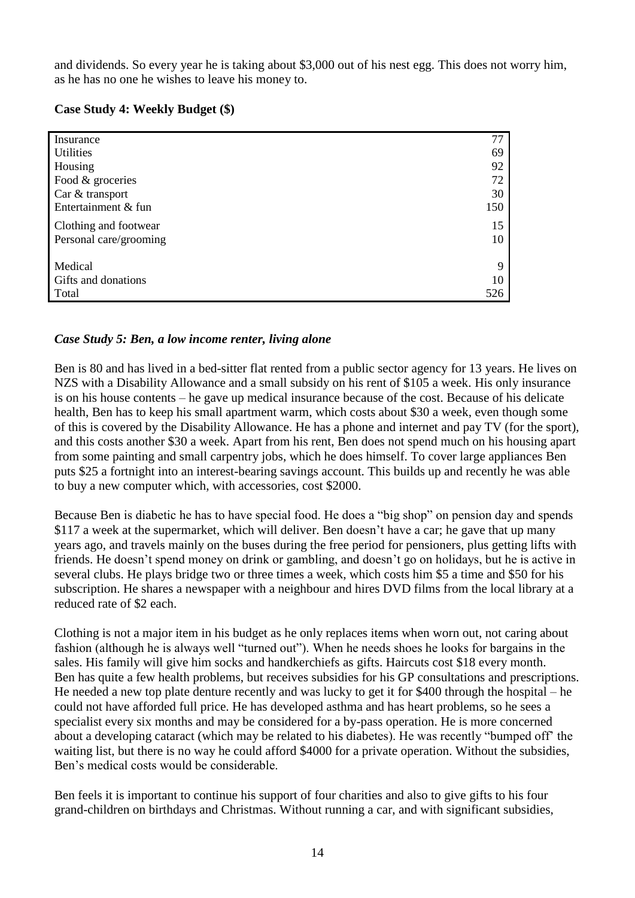and dividends. So every year he is taking about $3,000 out of his nest egg. This does not worry him, as he has no one he wishes to leave his money to.

**Case Study 4: Weekly Budget ($)**

| Item | $ |
|---|---|
| Insurance | 77 |
| Utilities | 69 |
| Housing | 92 |
| Food & groceries | 72 |
| Car & transport | 30 |
| Entertainment & fun | 150 |
| Clothing and footwear | 15 |
| Personal care/grooming | 10 |
| Medical | 9 |
| Gifts and donations | 10 |
| Total | 526 |

### *Case Study 5: Ben, a low income renter, living alone*

Ben is 80 and has lived in a bed-sitter flat rented from a public sector agency for 13 years. He lives on NZS with a Disability Allowance and a small subsidy on his rent of $105 a week. His only insurance is on his house contents – he gave up medical insurance because of the cost. Because of his delicate health, Ben has to keep his small apartment warm, which costs about $30 a week, even though some of this is covered by the Disability Allowance. He has a phone and internet and pay TV (for the sport), and this costs another $30 a week. Apart from his rent, Ben does not spend much on his housing apart from some painting and small carpentry jobs, which he does himself. To cover large appliances Ben puts $25 a fortnight into an interest-bearing savings account. This builds up and recently he was able to buy a new computer which, with accessories, cost $2000.

Because Ben is diabetic he has to have special food. He does a "big shop" on pension day and spends $117 a week at the supermarket, which will deliver. Ben doesn't have a car; he gave that up many years ago, and travels mainly on the buses during the free period for pensioners, plus getting lifts with friends. He doesn't spend money on drink or gambling, and doesn't go on holidays, but he is active in several clubs. He plays bridge two or three times a week, which costs him $5 a time and $50 for his subscription. He shares a newspaper with a neighbour and hires DVD films from the local library at a reduced rate of $2 each.

Clothing is not a major item in his budget as he only replaces items when worn out, not caring about fashion (although he is always well "turned out"). When he needs shoes he looks for bargains in the sales. His family will give him socks and handkerchiefs as gifts. Haircuts cost $18 every month. Ben has quite a few health problems, but receives subsidies for his GP consultations and prescriptions. He needed a new top plate denture recently and was lucky to get it for $400 through the hospital – he could not have afforded full price. He has developed asthma and has heart problems, so he sees a specialist every six months and may be considered for a by-pass operation. He is more concerned about a developing cataract (which may be related to his diabetes). He was recently "bumped off" the waiting list, but there is no way he could afford $4000 for a private operation. Without the subsidies, Ben's medical costs would be considerable.

Ben feels it is important to continue his support of four charities and also to give gifts to his four grand-children on birthdays and Christmas. Without running a car, and with significant subsidies,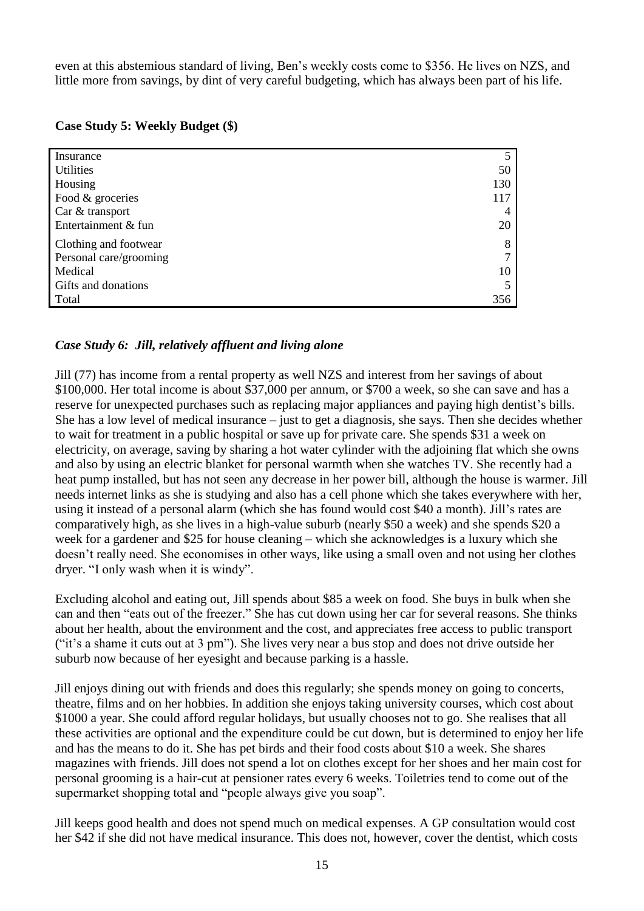even at this abstemious standard of living, Ben's weekly costs come to $356. He lives on NZS, and little more from savings, by dint of very careful budgeting, which has always been part of his life.

**Case Study 5: Weekly Budget ($)**

| Item | $ |
|---|---|
| Insurance | 5 |
| Utilities | 50 |
| Housing | 130 |
| Food & groceries | 117 |
| Car & transport | 4 |
| Entertainment & fun | 20 |
| Clothing and footwear | 8 |
| Personal care/grooming | 7 |
| Medical | 10 |
| Gifts and donations | 5 |
| Total | 356 |

### *Case Study 6: Jill, relatively affluent and living alone*

Jill (77) has income from a rental property as well NZS and interest from her savings of about $100,000. Her total income is about $37,000 per annum, or $700 a week, so she can save and has a reserve for unexpected purchases such as replacing major appliances and paying high dentist's bills. She has a low level of medical insurance – just to get a diagnosis, she says. Then she decides whether to wait for treatment in a public hospital or save up for private care. She spends $31 a week on electricity, on average, saving by sharing a hot water cylinder with the adjoining flat which she owns and also by using an electric blanket for personal warmth when she watches TV. She recently had a heat pump installed, but has not seen any decrease in her power bill, although the house is warmer. Jill needs internet links as she is studying and also has a cell phone which she takes everywhere with her, using it instead of a personal alarm (which she has found would cost $40 a month). Jill's rates are comparatively high, as she lives in a high-value suburb (nearly $50 a week) and she spends $20 a week for a gardener and $25 for house cleaning – which she acknowledges is a luxury which she doesn't really need. She economises in other ways, like using a small oven and not using her clothes dryer. "I only wash when it is windy".

Excluding alcohol and eating out, Jill spends about $85 a week on food. She buys in bulk when she can and then "eats out of the freezer." She has cut down using her car for several reasons. She thinks about her health, about the environment and the cost, and appreciates free access to public transport ("it's a shame it cuts out at 3 pm"). She lives very near a bus stop and does not drive outside her suburb now because of her eyesight and because parking is a hassle.

Jill enjoys dining out with friends and does this regularly; she spends money on going to concerts, theatre, films and on her hobbies. In addition she enjoys taking university courses, which cost about $1000 a year. She could afford regular holidays, but usually chooses not to go. She realises that all these activities are optional and the expenditure could be cut down, but is determined to enjoy her life and has the means to do it. She has pet birds and their food costs about $10 a week. She shares magazines with friends. Jill does not spend a lot on clothes except for her shoes and her main cost for personal grooming is a hair-cut at pensioner rates every 6 weeks. Toiletries tend to come out of the supermarket shopping total and "people always give you soap".

Jill keeps good health and does not spend much on medical expenses. A GP consultation would cost her $42 if she did not have medical insurance. This does not, however, cover the dentist, which costs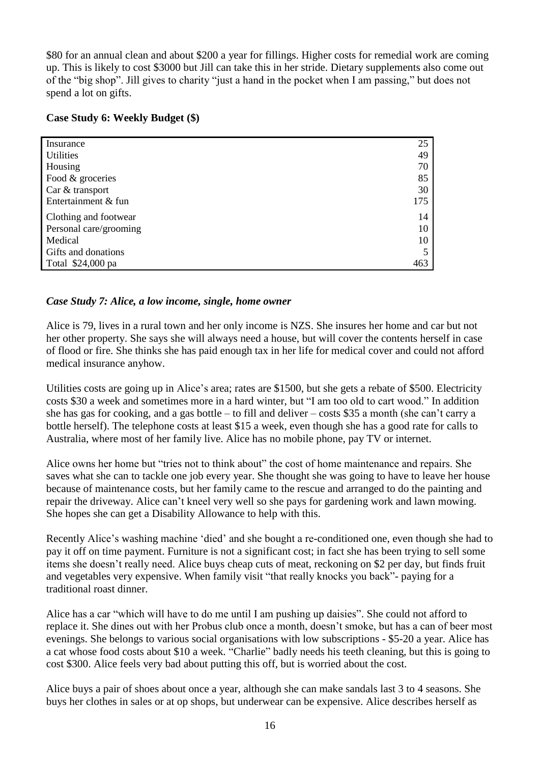$80 for an annual clean and about $200 a year for fillings. Higher costs for remedial work are coming up. This is likely to cost $3000 but Jill can take this in her stride. Dietary supplements also come out of the "big shop". Jill gives to charity "just a hand in the pocket when I am passing," but does not spend a lot on gifts.

**Case Study 6: Weekly Budget ($)**

| | |
|---|---|
| Insurance | 25 |
| Utilities | 49 |
| Housing | 70 |
| Food & groceries | 85 |
| Car & transport | 30 |
| Entertainment & fun | 175 |
| Clothing and footwear | 14 |
| Personal care/grooming | 10 |
| Medical | 10 |
| Gifts and donations | 5 |
| Total $24,000 pa | 463 |

### *Case Study 7: Alice, a low income, single, home owner*

Alice is 79, lives in a rural town and her only income is NZS. She insures her home and car but not her other property. She says she will always need a house, but will cover the contents herself in case of flood or fire. She thinks she has paid enough tax in her life for medical cover and could not afford medical insurance anyhow.

Utilities costs are going up in Alice's area; rates are $1500, but she gets a rebate of $500. Electricity costs $30 a week and sometimes more in a hard winter, but "I am too old to cart wood." In addition she has gas for cooking, and a gas bottle – to fill and deliver – costs $35 a month (she can't carry a bottle herself). The telephone costs at least $15 a week, even though she has a good rate for calls to Australia, where most of her family live. Alice has no mobile phone, pay TV or internet.

Alice owns her home but "tries not to think about" the cost of home maintenance and repairs. She saves what she can to tackle one job every year. She thought she was going to have to leave her house because of maintenance costs, but her family came to the rescue and arranged to do the painting and repair the driveway. Alice can't kneel very well so she pays for gardening work and lawn mowing. She hopes she can get a Disability Allowance to help with this.

Recently Alice's washing machine 'died' and she bought a re-conditioned one, even though she had to pay it off on time payment. Furniture is not a significant cost; in fact she has been trying to sell some items she doesn't really need. Alice buys cheap cuts of meat, reckoning on $2 per day, but finds fruit and vegetables very expensive. When family visit "that really knocks you back"- paying for a traditional roast dinner.

Alice has a car "which will have to do me until I am pushing up daisies". She could not afford to replace it. She dines out with her Probus club once a month, doesn't smoke, but has a can of beer most evenings. She belongs to various social organisations with low subscriptions - $5-20 a year. Alice has a cat whose food costs about $10 a week. "Charlie" badly needs his teeth cleaning, but this is going to cost $300. Alice feels very bad about putting this off, but is worried about the cost.

Alice buys a pair of shoes about once a year, although she can make sandals last 3 to 4 seasons. She buys her clothes in sales or at op shops, but underwear can be expensive. Alice describes herself as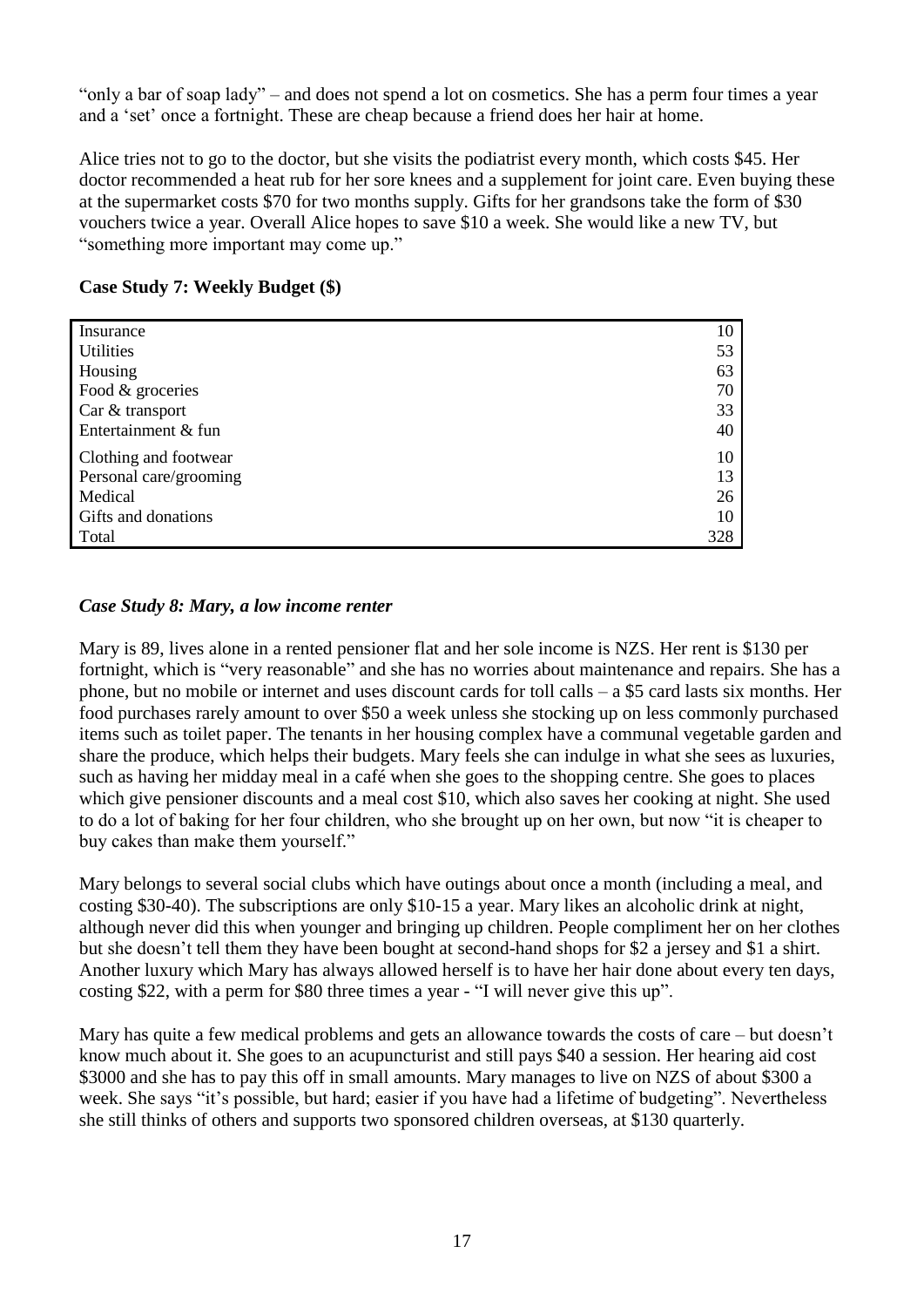"only a bar of soap lady" – and does not spend a lot on cosmetics. She has a perm four times a year and a 'set' once a fortnight. These are cheap because a friend does her hair at home.

Alice tries not to go to the doctor, but she visits the podiatrist every month, which costs $45. Her doctor recommended a heat rub for her sore knees and a supplement for joint care. Even buying these at the supermarket costs $70 for two months supply. Gifts for her grandsons take the form of $30 vouchers twice a year. Overall Alice hopes to save $10 a week. She would like a new TV, but "something more important may come up."

**Case Study 7: Weekly Budget ($)**

| | |
|---|---|
| Insurance | 10 |
| Utilities | 53 |
| Housing | 63 |
| Food & groceries | 70 |
| Car & transport | 33 |
| Entertainment & fun | 40 |
| Clothing and footwear | 10 |
| Personal care/grooming | 13 |
| Medical | 26 |
| Gifts and donations | 10 |
| Total | 328 |

### *Case Study 8: Mary, a low income renter*

Mary is 89, lives alone in a rented pensioner flat and her sole income is NZS. Her rent is $130 per fortnight, which is "very reasonable" and she has no worries about maintenance and repairs. She has a phone, but no mobile or internet and uses discount cards for toll calls – a $5 card lasts six months. Her food purchases rarely amount to over $50 a week unless she stocking up on less commonly purchased items such as toilet paper. The tenants in her housing complex have a communal vegetable garden and share the produce, which helps their budgets. Mary feels she can indulge in what she sees as luxuries, such as having her midday meal in a café when she goes to the shopping centre. She goes to places which give pensioner discounts and a meal cost $10, which also saves her cooking at night. She used to do a lot of baking for her four children, who she brought up on her own, but now "it is cheaper to buy cakes than make them yourself."

Mary belongs to several social clubs which have outings about once a month (including a meal, and costing $30-40). The subscriptions are only $10-15 a year. Mary likes an alcoholic drink at night, although never did this when younger and bringing up children. People compliment her on her clothes but she doesn't tell them they have been bought at second-hand shops for $2 a jersey and $1 a shirt. Another luxury which Mary has always allowed herself is to have her hair done about every ten days, costing $22, with a perm for $80 three times a year - "I will never give this up".

Mary has quite a few medical problems and gets an allowance towards the costs of care – but doesn't know much about it. She goes to an acupuncturist and still pays $40 a session. Her hearing aid cost $3000 and she has to pay this off in small amounts. Mary manages to live on NZS of about $300 a week. She says "it's possible, but hard; easier if you have had a lifetime of budgeting". Nevertheless she still thinks of others and supports two sponsored children overseas, at $130 quarterly.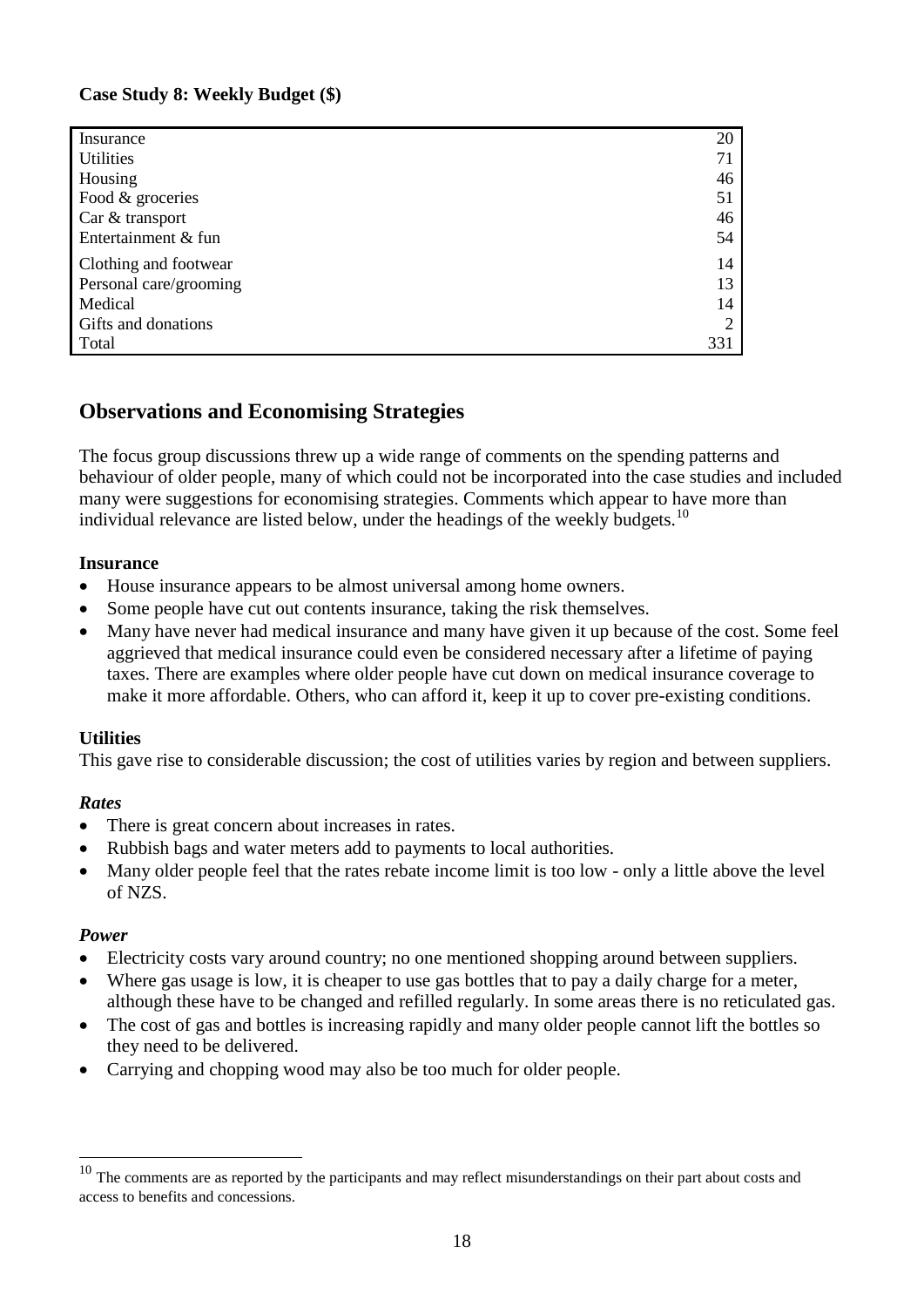**Case Study 8: Weekly Budget ($)**

| | |
|---|---|
| Insurance | 20 |
| Utilities | 71 |
| Housing | 46 |
| Food & groceries | 51 |
| Car & transport | 46 |
| Entertainment & fun | 54 |
| Clothing and footwear | 14 |
| Personal care/grooming | 13 |
| Medical | 14 |
| Gifts and donations | 2 |
| Total | 331 |

## Observations and Economising Strategies

The focus group discussions threw up a wide range of comments on the spending patterns and behaviour of older people, many of which could not be incorporated into the case studies and included many were suggestions for economising strategies. Comments which appear to have more than individual relevance are listed below, under the headings of the weekly budgets.[10]

### Insurance

- House insurance appears to be almost universal among home owners.
- Some people have cut out contents insurance, taking the risk themselves.
- Many have never had medical insurance and many have given it up because of the cost. Some feel aggrieved that medical insurance could even be considered necessary after a lifetime of paying taxes. There are examples where older people have cut down on medical insurance coverage to make it more affordable. Others, who can afford it, keep it up to cover pre-existing conditions.

### Utilities

This gave rise to considerable discussion; the cost of utilities varies by region and between suppliers.

#### *Rates*

- There is great concern about increases in rates.
- Rubbish bags and water meters add to payments to local authorities.
- Many older people feel that the rates rebate income limit is too low - only a little above the level of NZS.

#### *Power*

- Electricity costs vary around country; no one mentioned shopping around between suppliers.
- Where gas usage is low, it is cheaper to use gas bottles that to pay a daily charge for a meter, although these have to be changed and refilled regularly. In some areas there is no reticulated gas.
- The cost of gas and bottles is increasing rapidly and many older people cannot lift the bottles so they need to be delivered.
- Carrying and chopping wood may also be too much for older people.

[10] The comments are as reported by the participants and may reflect misunderstandings on their part about costs and access to benefits and concessions.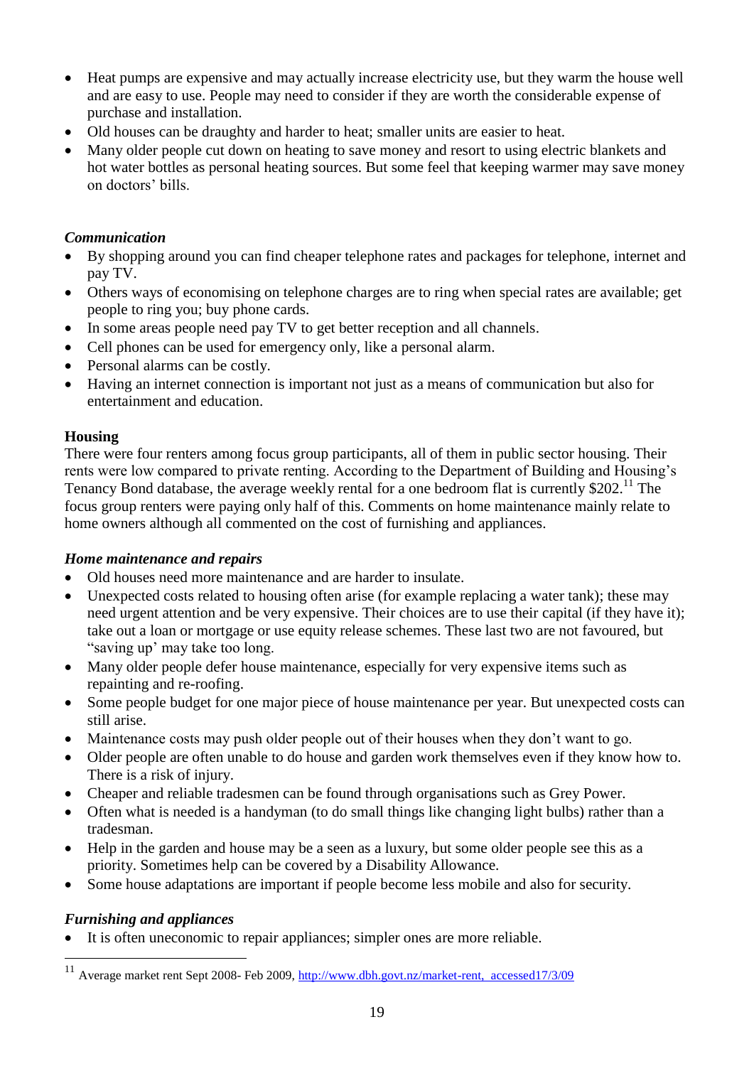- Heat pumps are expensive and may actually increase electricity use, but they warm the house well and are easy to use. People may need to consider if they are worth the considerable expense of purchase and installation.
- Old houses can be draughty and harder to heat; smaller units are easier to heat.
- Many older people cut down on heating to save money and resort to using electric blankets and hot water bottles as personal heating sources. But some feel that keeping warmer may save money on doctors' bills.

### *Communication*

- By shopping around you can find cheaper telephone rates and packages for telephone, internet and pay TV.
- Others ways of economising on telephone charges are to ring when special rates are available; get people to ring you; buy phone cards.
- In some areas people need pay TV to get better reception and all channels.
- Cell phones can be used for emergency only, like a personal alarm.
- Personal alarms can be costly.
- Having an internet connection is important not just as a means of communication but also for entertainment and education.

## Housing

There were four renters among focus group participants, all of them in public sector housing. Their rents were low compared to private renting. According to the Department of Building and Housing's Tenancy Bond database, the average weekly rental for a one bedroom flat is currently $202.[11] The focus group renters were paying only half of this. Comments on home maintenance mainly relate to home owners although all commented on the cost of furnishing and appliances.

### *Home maintenance and repairs*

- Old houses need more maintenance and are harder to insulate.
- Unexpected costs related to housing often arise (for example replacing a water tank); these may need urgent attention and be very expensive. Their choices are to use their capital (if they have it); take out a loan or mortgage or use equity release schemes. These last two are not favoured, but "saving up" may take too long.
- Many older people defer house maintenance, especially for very expensive items such as repainting and re-roofing.
- Some people budget for one major piece of house maintenance per year. But unexpected costs can still arise.
- Maintenance costs may push older people out of their houses when they don't want to go.
- Older people are often unable to do house and garden work themselves even if they know how to. There is a risk of injury.
- Cheaper and reliable tradesmen can be found through organisations such as Grey Power.
- Often what is needed is a handyman (to do small things like changing light bulbs) rather than a tradesman.
- Help in the garden and house may be a seen as a luxury, but some older people see this as a priority. Sometimes help can be covered by a Disability Allowance.
- Some house adaptations are important if people become less mobile and also for security.

### *Furnishing and appliances*

- It is often uneconomic to repair appliances; simpler ones are more reliable.

[11] Average market rent Sept 2008- Feb 2009, http://www.dbh.govt.nz/market-rent, accessed17/3/09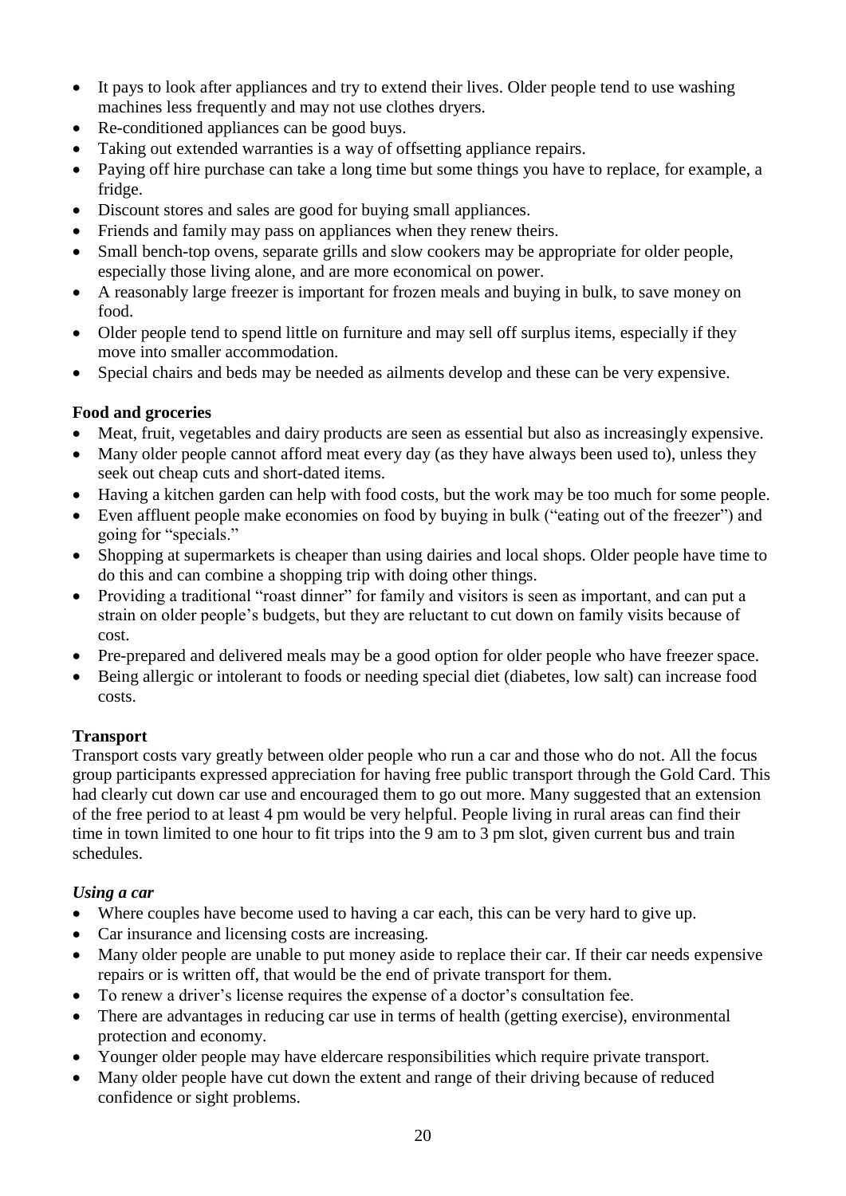- It pays to look after appliances and try to extend their lives. Older people tend to use washing machines less frequently and may not use clothes dryers.
- Re-conditioned appliances can be good buys.
- Taking out extended warranties is a way of offsetting appliance repairs.
- Paying off hire purchase can take a long time but some things you have to replace, for example, a fridge.
- Discount stores and sales are good for buying small appliances.
- Friends and family may pass on appliances when they renew theirs.
- Small bench-top ovens, separate grills and slow cookers may be appropriate for older people, especially those living alone, and are more economical on power.
- A reasonably large freezer is important for frozen meals and buying in bulk, to save money on food.
- Older people tend to spend little on furniture and may sell off surplus items, especially if they move into smaller accommodation.
- Special chairs and beds may be needed as ailments develop and these can be very expensive.

**Food and groceries**

- Meat, fruit, vegetables and dairy products are seen as essential but also as increasingly expensive.
- Many older people cannot afford meat every day (as they have always been used to), unless they seek out cheap cuts and short-dated items.
- Having a kitchen garden can help with food costs, but the work may be too much for some people.
- Even affluent people make economies on food by buying in bulk ("eating out of the freezer") and going for "specials."
- Shopping at supermarkets is cheaper than using dairies and local shops. Older people have time to do this and can combine a shopping trip with doing other things.
- Providing a traditional "roast dinner" for family and visitors is seen as important, and can put a strain on older people's budgets, but they are reluctant to cut down on family visits because of cost.
- Pre-prepared and delivered meals may be a good option for older people who have freezer space.
- Being allergic or intolerant to foods or needing special diet (diabetes, low salt) can increase food costs.

**Transport**

Transport costs vary greatly between older people who run a car and those who do not. All the focus group participants expressed appreciation for having free public transport through the Gold Card. This had clearly cut down car use and encouraged them to go out more. Many suggested that an extension of the free period to at least 4 pm would be very helpful. People living in rural areas can find their time in town limited to one hour to fit trips into the 9 am to 3 pm slot, given current bus and train schedules.

***Using a car***

- Where couples have become used to having a car each, this can be very hard to give up.
- Car insurance and licensing costs are increasing.
- Many older people are unable to put money aside to replace their car. If their car needs expensive repairs or is written off, that would be the end of private transport for them.
- To renew a driver's license requires the expense of a doctor's consultation fee.
- There are advantages in reducing car use in terms of health (getting exercise), environmental protection and economy.
- Younger older people may have eldercare responsibilities which require private transport.
- Many older people have cut down the extent and range of their driving because of reduced confidence or sight problems.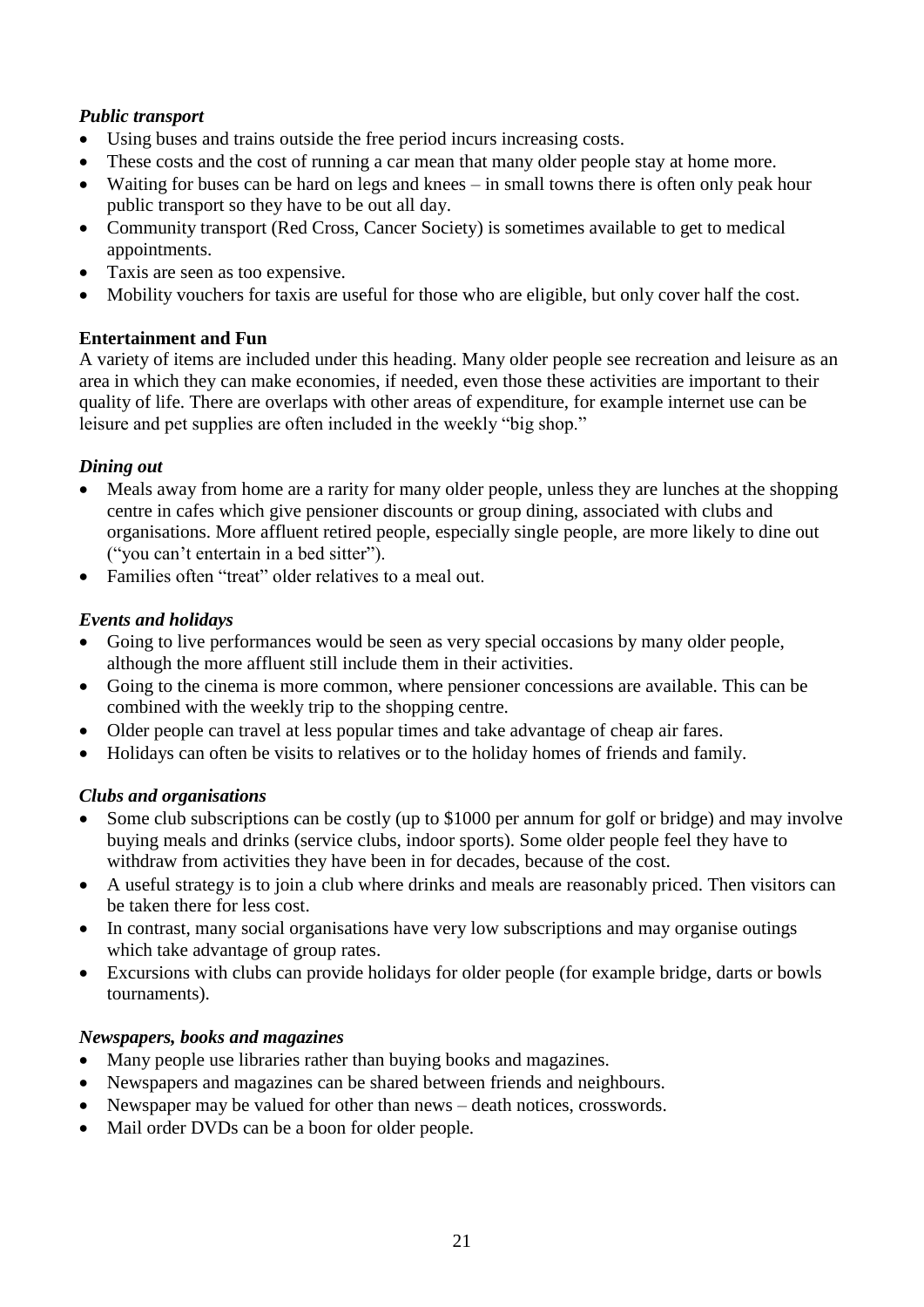### *Public transport*

- Using buses and trains outside the free period incurs increasing costs.
- These costs and the cost of running a car mean that many older people stay at home more.
- Waiting for buses can be hard on legs and knees – in small towns there is often only peak hour public transport so they have to be out all day.
- Community transport (Red Cross, Cancer Society) is sometimes available to get to medical appointments.
- Taxis are seen as too expensive.
- Mobility vouchers for taxis are useful for those who are eligible, but only cover half the cost.

## **Entertainment and Fun**

A variety of items are included under this heading. Many older people see recreation and leisure as an area in which they can make economies, if needed, even those these activities are important to their quality of life. There are overlaps with other areas of expenditure, for example internet use can be leisure and pet supplies are often included in the weekly "big shop."

### *Dining out*

- Meals away from home are a rarity for many older people, unless they are lunches at the shopping centre in cafes which give pensioner discounts or group dining, associated with clubs and organisations. More affluent retired people, especially single people, are more likely to dine out ("you can't entertain in a bed sitter").
- Families often "treat" older relatives to a meal out.

### *Events and holidays*

- Going to live performances would be seen as very special occasions by many older people, although the more affluent still include them in their activities.
- Going to the cinema is more common, where pensioner concessions are available. This can be combined with the weekly trip to the shopping centre.
- Older people can travel at less popular times and take advantage of cheap air fares.
- Holidays can often be visits to relatives or to the holiday homes of friends and family.

### *Clubs and organisations*

- Some club subscriptions can be costly (up to $1000 per annum for golf or bridge) and may involve buying meals and drinks (service clubs, indoor sports). Some older people feel they have to withdraw from activities they have been in for decades, because of the cost.
- A useful strategy is to join a club where drinks and meals are reasonably priced. Then visitors can be taken there for less cost.
- In contrast, many social organisations have very low subscriptions and may organise outings which take advantage of group rates.
- Excursions with clubs can provide holidays for older people (for example bridge, darts or bowls tournaments).

### *Newspapers, books and magazines*

- Many people use libraries rather than buying books and magazines.
- Newspapers and magazines can be shared between friends and neighbours.
- Newspaper may be valued for other than news – death notices, crosswords.
- Mail order DVDs can be a boon for older people.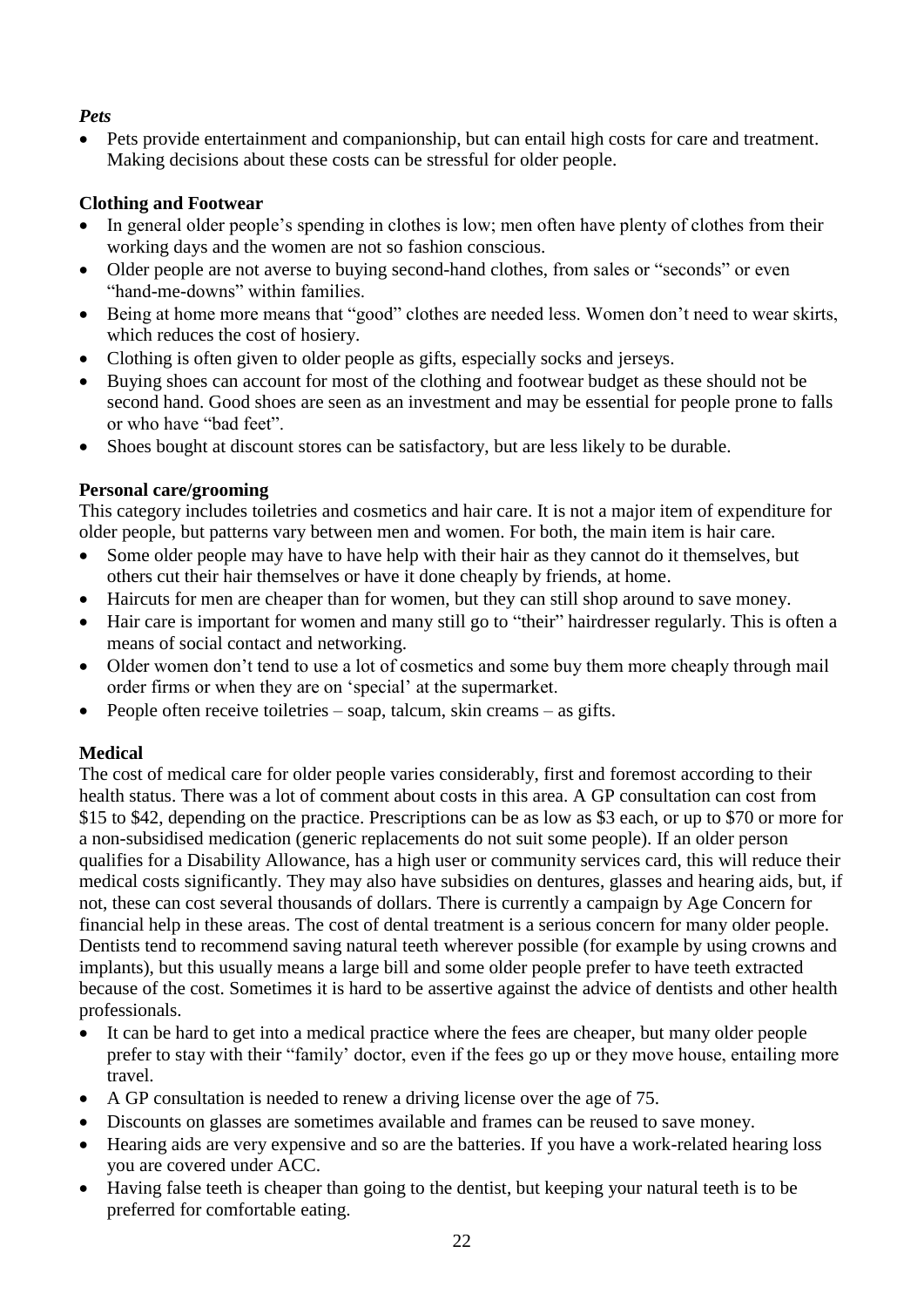***Pets***

- Pets provide entertainment and companionship, but can entail high costs for care and treatment. Making decisions about these costs can be stressful for older people.

**Clothing and Footwear**

- In general older people's spending in clothes is low; men often have plenty of clothes from their working days and the women are not so fashion conscious.
- Older people are not averse to buying second-hand clothes, from sales or "seconds" or even "hand-me-downs" within families.
- Being at home more means that "good" clothes are needed less. Women don't need to wear skirts, which reduces the cost of hosiery.
- Clothing is often given to older people as gifts, especially socks and jerseys.
- Buying shoes can account for most of the clothing and footwear budget as these should not be second hand. Good shoes are seen as an investment and may be essential for people prone to falls or who have "bad feet".
- Shoes bought at discount stores can be satisfactory, but are less likely to be durable.

**Personal care/grooming**

This category includes toiletries and cosmetics and hair care. It is not a major item of expenditure for older people, but patterns vary between men and women. For both, the main item is hair care.

- Some older people may have to have help with their hair as they cannot do it themselves, but others cut their hair themselves or have it done cheaply by friends, at home.
- Haircuts for men are cheaper than for women, but they can still shop around to save money.
- Hair care is important for women and many still go to "their" hairdresser regularly. This is often a means of social contact and networking.
- Older women don't tend to use a lot of cosmetics and some buy them more cheaply through mail order firms or when they are on 'special' at the supermarket.
- People often receive toiletries – soap, talcum, skin creams – as gifts.

**Medical**

The cost of medical care for older people varies considerably, first and foremost according to their health status. There was a lot of comment about costs in this area. A GP consultation can cost from $15 to $42, depending on the practice. Prescriptions can be as low as $3 each, or up to $70 or more for a non-subsidised medication (generic replacements do not suit some people). If an older person qualifies for a Disability Allowance, has a high user or community services card, this will reduce their medical costs significantly. They may also have subsidies on dentures, glasses and hearing aids, but, if not, these can cost several thousands of dollars. There is currently a campaign by Age Concern for financial help in these areas. The cost of dental treatment is a serious concern for many older people. Dentists tend to recommend saving natural teeth wherever possible (for example by using crowns and implants), but this usually means a large bill and some older people prefer to have teeth extracted because of the cost. Sometimes it is hard to be assertive against the advice of dentists and other health professionals.

- It can be hard to get into a medical practice where the fees are cheaper, but many older people prefer to stay with their "family' doctor, even if the fees go up or they move house, entailing more travel.
- A GP consultation is needed to renew a driving license over the age of 75.
- Discounts on glasses are sometimes available and frames can be reused to save money.
- Hearing aids are very expensive and so are the batteries. If you have a work-related hearing loss you are covered under ACC.
- Having false teeth is cheaper than going to the dentist, but keeping your natural teeth is to be preferred for comfortable eating.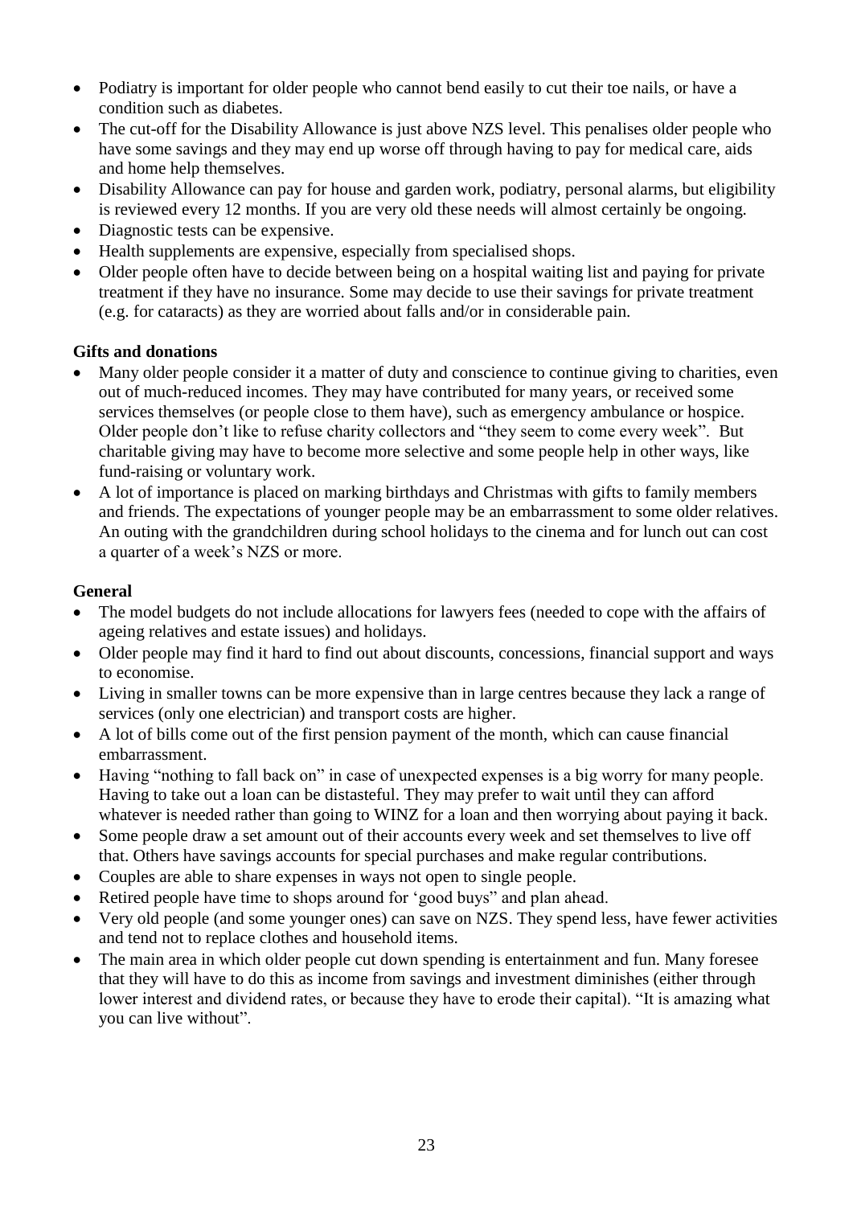- Podiatry is important for older people who cannot bend easily to cut their toe nails, or have a condition such as diabetes.
- The cut-off for the Disability Allowance is just above NZS level. This penalises older people who have some savings and they may end up worse off through having to pay for medical care, aids and home help themselves.
- Disability Allowance can pay for house and garden work, podiatry, personal alarms, but eligibility is reviewed every 12 months. If you are very old these needs will almost certainly be ongoing.
- Diagnostic tests can be expensive.
- Health supplements are expensive, especially from specialised shops.
- Older people often have to decide between being on a hospital waiting list and paying for private treatment if they have no insurance. Some may decide to use their savings for private treatment (e.g. for cataracts) as they are worried about falls and/or in considerable pain.

**Gifts and donations**

- Many older people consider it a matter of duty and conscience to continue giving to charities, even out of much-reduced incomes. They may have contributed for many years, or received some services themselves (or people close to them have), such as emergency ambulance or hospice. Older people don't like to refuse charity collectors and "they seem to come every week". But charitable giving may have to become more selective and some people help in other ways, like fund-raising or voluntary work.
- A lot of importance is placed on marking birthdays and Christmas with gifts to family members and friends. The expectations of younger people may be an embarrassment to some older relatives. An outing with the grandchildren during school holidays to the cinema and for lunch out can cost a quarter of a week's NZS or more.

**General**

- The model budgets do not include allocations for lawyers fees (needed to cope with the affairs of ageing relatives and estate issues) and holidays.
- Older people may find it hard to find out about discounts, concessions, financial support and ways to economise.
- Living in smaller towns can be more expensive than in large centres because they lack a range of services (only one electrician) and transport costs are higher.
- A lot of bills come out of the first pension payment of the month, which can cause financial embarrassment.
- Having "nothing to fall back on" in case of unexpected expenses is a big worry for many people. Having to take out a loan can be distasteful. They may prefer to wait until they can afford whatever is needed rather than going to WINZ for a loan and then worrying about paying it back.
- Some people draw a set amount out of their accounts every week and set themselves to live off that. Others have savings accounts for special purchases and make regular contributions.
- Couples are able to share expenses in ways not open to single people.
- Retired people have time to shops around for 'good buys" and plan ahead.
- Very old people (and some younger ones) can save on NZS. They spend less, have fewer activities and tend not to replace clothes and household items.
- The main area in which older people cut down spending is entertainment and fun. Many foresee that they will have to do this as income from savings and investment diminishes (either through lower interest and dividend rates, or because they have to erode their capital). "It is amazing what you can live without".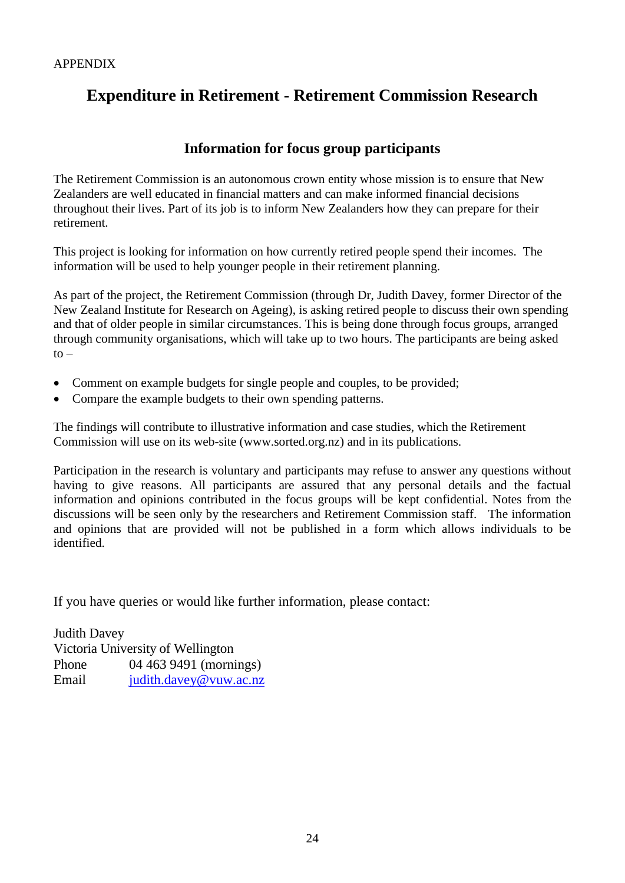APPENDIX

# Expenditure in Retirement - Retirement Commission Research

## Information for focus group participants

The Retirement Commission is an autonomous crown entity whose mission is to ensure that New Zealanders are well educated in financial matters and can make informed financial decisions throughout their lives. Part of its job is to inform New Zealanders how they can prepare for their retirement.

This project is looking for information on how currently retired people spend their incomes. The information will be used to help younger people in their retirement planning.

As part of the project, the Retirement Commission (through Dr, Judith Davey, former Director of the New Zealand Institute for Research on Ageing), is asking retired people to discuss their own spending and that of older people in similar circumstances. This is being done through focus groups, arranged through community organisations, which will take up to two hours. The participants are being asked to –

- Comment on example budgets for single people and couples, to be provided;
- Compare the example budgets to their own spending patterns.

The findings will contribute to illustrative information and case studies, which the Retirement Commission will use on its web-site (www.sorted.org.nz) and in its publications.

Participation in the research is voluntary and participants may refuse to answer any questions without having to give reasons. All participants are assured that any personal details and the factual information and opinions contributed in the focus groups will be kept confidential. Notes from the discussions will be seen only by the researchers and Retirement Commission staff. The information and opinions that are provided will not be published in a form which allows individuals to be identified.

If you have queries or would like further information, please contact:

Judith Davey
Victoria University of Wellington
Phone 04 463 9491 (mornings)
Email judith.davey@vuw.ac.nz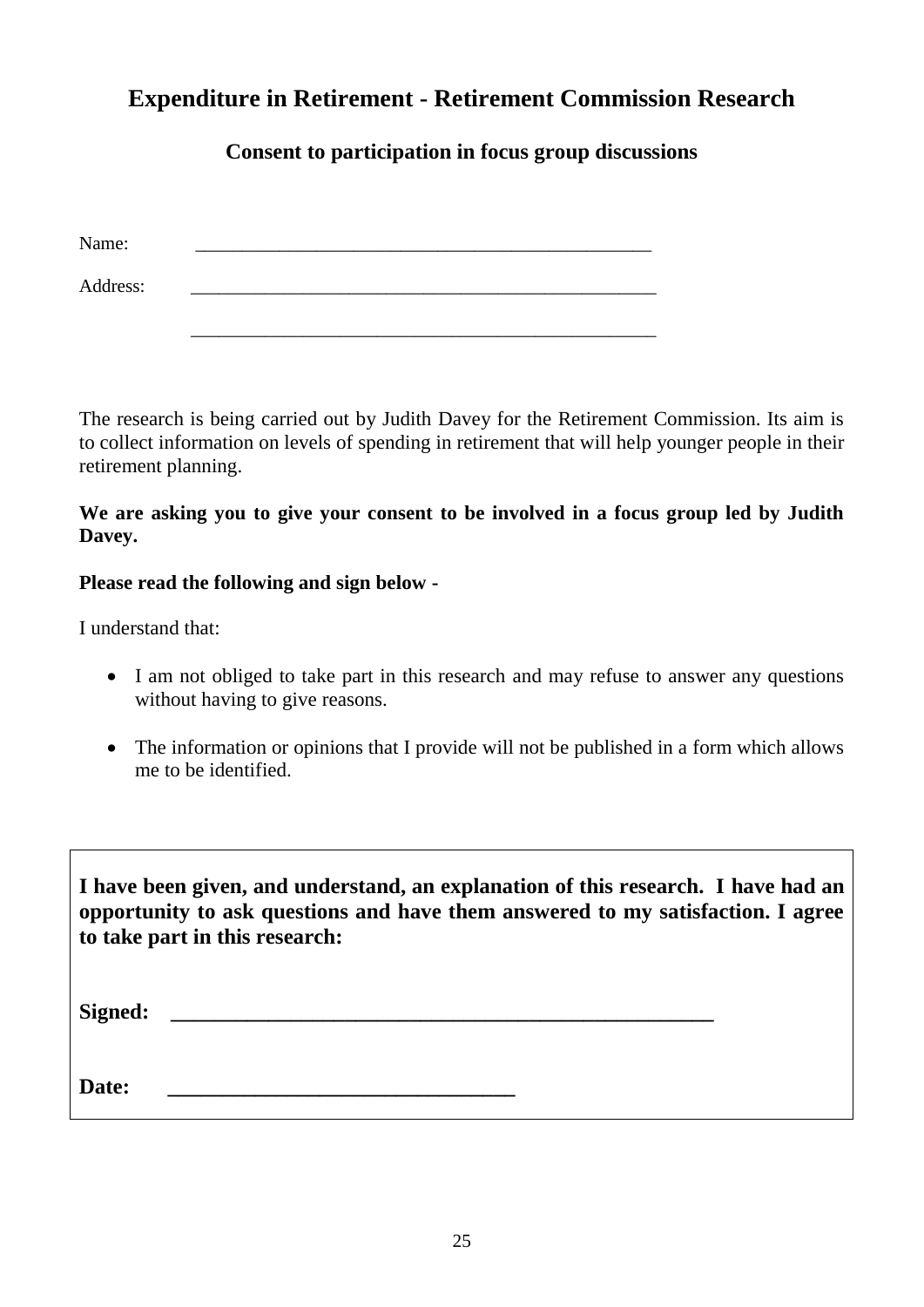# Expenditure in Retirement - Retirement Commission Research

## Consent to participation in focus group discussions

Name: ____________________________________________________

Address: ____________________________________________________

____________________________________________________

The research is being carried out by Judith Davey for the Retirement Commission. Its aim is to collect information on levels of spending in retirement that will help younger people in their retirement planning.

**We are asking you to give your consent to be involved in a focus group led by Judith Davey.**

**Please read the following and sign below -**

I understand that:

- I am not obliged to take part in this research and may refuse to answer any questions without having to give reasons.
- The information or opinions that I provide will not be published in a form which allows me to be identified.

**I have been given, and understand, an explanation of this research. I have had an opportunity to ask questions and have them answered to my satisfaction. I agree to take part in this research:**

**Signed:** ____________________________________________________

**Date:** ________________________________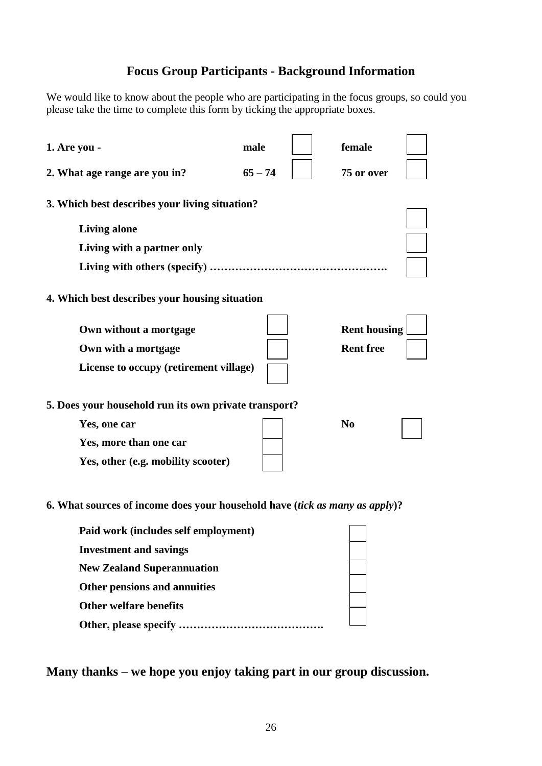## Focus Group Participants - Background Information

We would like to know about the people who are participating in the focus groups, so could you please take the time to complete this form by ticking the appropriate boxes.

**1. Are you -** **male** ☐ **female** ☐

**2. What age range are you in?** **65 – 74** ☐ **75 or over** ☐

**3. Which best describes your living situation?**

- **Living alone** ☐
- **Living with a partner only** ☐
- **Living with others (specify) ……………………………………….** ☐

**4. Which best describes your housing situation**

- **Own without a mortgage** ☐
- **Own with a mortgage** ☐
- **License to occupy (retirement village)** ☐
- **Rent housing** ☐
- **Rent free** ☐

**5. Does your household run its own private transport?**

- **Yes, one car** ☐
- **Yes, more than one car** ☐
- **Yes, other (e.g. mobility scooter)** ☐
- **No** ☐

**6. What sources of income does your household have (*tick as many as apply*)?**

- **Paid work (includes self employment)** ☐
- **Investment and savings** ☐
- **New Zealand Superannuation** ☐
- **Other pensions and annuities** ☐
- **Other welfare benefits** ☐
- **Other, please specify ………………………………….** ☐

**Many thanks – we hope you enjoy taking part in our group discussion.**